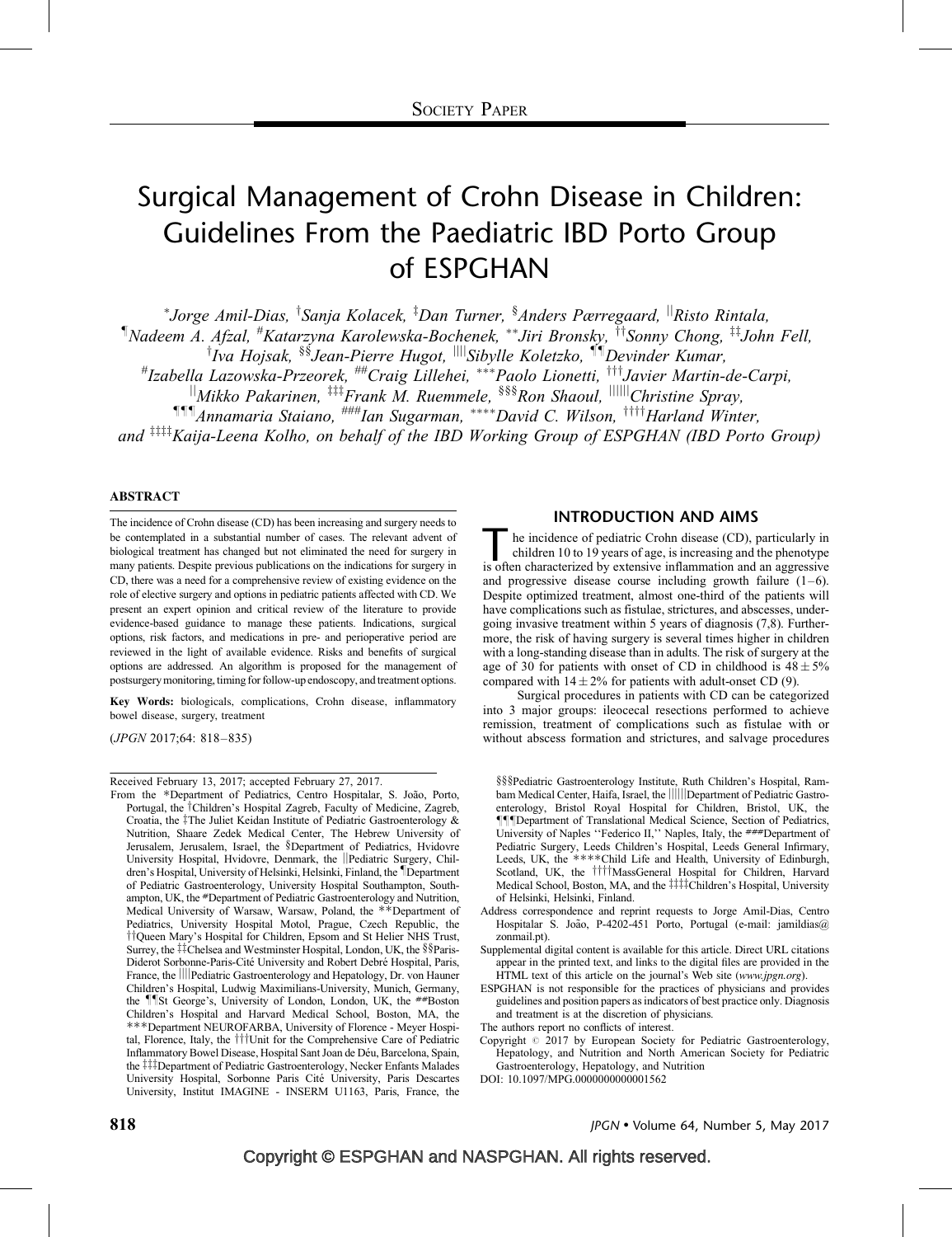Society Paper

# Surgical Management of Crohn Disease in Children: Guidelines From the Paediatric IBD Porto Group of ESPGHAN

*Jorge Amil-Dias, †Sanja Kolacek, ‡Dan Turner, §Anders Pærregaard, ||Risto Rintala, ¶Nadeem A. Afzal, #Katarzyna Karolewska-Bochenek, **Jiri Bronsky, ††Sonny Chong, ‡‡John Fell, †Iva Hojsak, §§Jean-Pierre Hugot, ||||Sibylle Koletzko, ¶¶Devinder Kumar, #Izabella Lazowska-Przeorek, ##Craig Lillehei, ***Paolo Lionetti, †††Javier Martin-de-Carpi, ||Mikko Pakarinen, ‡‡‡Frank M. Ruemmele, §§§Ron Shaoul, ||||||Christine Spray, ¶¶¶Annamaria Staiano, ###Ian Sugarman, ****David C. Wilson, ††††Harland Winter, and ‡‡‡‡Kaija-Leena Kolho, on behalf of the IBD Working Group of ESPGHAN (IBD Porto Group)

## ABSTRACT

The incidence of Crohn disease (CD) has been increasing and surgery needs to be contemplated in a substantial number of cases. The relevant advent of biological treatment has changed but not eliminated the need for surgery in many patients. Despite previous publications on the indications for surgery in CD, there was a need for a comprehensive review of existing evidence on the role of elective surgery and options in pediatric patients affected with CD. We present an expert opinion and critical review of the literature to provide evidence-based guidance to manage these patients. Indications, surgical options, risk factors, and medications in pre- and perioperative period are reviewed in the light of available evidence. Risks and benefits of surgical options are addressed. An algorithm is proposed for the management of postsurgery monitoring, timing for follow-up endoscopy, and treatment options.

**Key Words:** biologicals, complications, Crohn disease, inflammatory bowel disease, surgery, treatment

(*JPGN* 2017;64: 818–835)

## INTRODUCTION AND AIMS

The incidence of pediatric Crohn disease (CD), particularly in children 10 to 19 years of age, is increasing and the phenotype is often characterized by extensive inflammation and an aggressive and progressive disease course including growth failure (1–6). Despite optimized treatment, almost one-third of the patients will have complications such as fistulae, strictures, and abscesses, undergoing invasive treatment within 5 years of diagnosis (7,8). Furthermore, the risk of having surgery is several times higher in children with a long-standing disease than in adults. The risk of surgery at the age of 30 for patients with onset of CD in childhood is $48 \pm 5\%$ compared with $14 \pm 2\%$ for patients with adult-onset CD (9).

Surgical procedures in patients with CD can be categorized into 3 major groups: ileocecal resections performed to achieve remission, treatment of complications such as fistulae with or without abscess formation and strictures, and salvage procedures

---

Received February 13, 2017; accepted February 27, 2017.

From the *Department of Pediatrics, Centro Hospitalar, S. João, Porto, Portugal, the †Children's Hospital Zagreb, Faculty of Medicine, Zagreb, Croatia, the ‡The Juliet Keidan Institute of Pediatric Gastroenterology & Nutrition, Shaare Zedek Medical Center, The Hebrew University of Jerusalem, Jerusalem, Israel, the §Department of Pediatrics, Hvidovre University Hospital, Hvidovre, Denmark, the ||Pediatric Surgery, Children's Hospital, University of Helsinki, Helsinki, Finland, the ¶Department of Pediatric Gastroenterology, University Hospital Southampton, Southampton, UK, the #Department of Pediatric Gastroenterology and Nutrition, Medical University of Warsaw, Warsaw, Poland, the **Department of Pediatrics, University Hospital Motol, Prague, Czech Republic, the ††Queen Mary's Hospital for Children, Epsom and St Helier NHS Trust, Surrey, the ‡‡Chelsea and Westminster Hospital, London, UK, the §§Paris-Diderot Sorbonne-Paris-Cité University and Robert Debré Hospital, Paris, France, the ||||Pediatric Gastroenterology and Hepatology, Dr. von Hauner Children's Hospital, Ludwig Maximilians-University, Munich, Germany, the ¶¶St George's, University of London, London, UK, the ##Boston Children's Hospital and Harvard Medical School, Boston, MA, the ***Department NEUROFARBA, University of Florence - Meyer Hospital, Florence, Italy, the †††Unit for the Comprehensive Care of Pediatric Inflammatory Bowel Disease, Hospital Sant Joan de Déu, Barcelona, Spain, the ‡‡‡Department of Pediatric Gastroenterology, Necker Enfants Malades University Hospital, Sorbonne Paris Cité University, Paris Descartes University, Institut IMAGINE - INSERM U1163, Paris, France, the §§§Pediatric Gastroenterology Institute, Ruth Children's Hospital, Rambam Medical Center, Haifa, Israel, the ||||||Department of Pediatric Gastroenterology, Bristol Royal Hospital for Children, Bristol, UK, the ¶¶¶Department of Translational Medical Science, Section of Pediatrics, University of Naples "Federico II," Naples, Italy, the ###Department of Pediatric Surgery, Leeds Children's Hospital, Leeds General Infirmary, Leeds, UK, the ****Child Life and Health, University of Edinburgh, Scotland, UK, the ††††MassGeneral Hospital for Children, Harvard Medical School, Boston, MA, and the ‡‡‡‡Children's Hospital, University of Helsinki, Helsinki, Finland.

Address correspondence and reprint requests to Jorge Amil-Dias, Centro Hospitalar S. João, P-4202-451 Porto, Portugal (e-mail: jamildias@zonmail.pt).

Supplemental digital content is available for this article. Direct URL citations appear in the printed text, and links to the digital files are provided in the HTML text of this article on the journal's Web site (*www.jpgn.org*).

ESPGHAN is not responsible for the practices of physicians and provides guidelines and position papers as indicators of best practice only. Diagnosis and treatment is at the discretion of physicians.

The authors report no conflicts of interest.

Copyright © 2017 by European Society for Pediatric Gastroenterology, Hepatology, and Nutrition and North American Society for Pediatric Gastroenterology, Hepatology, and Nutrition

DOI: 10.1097/MPG.0000000000001562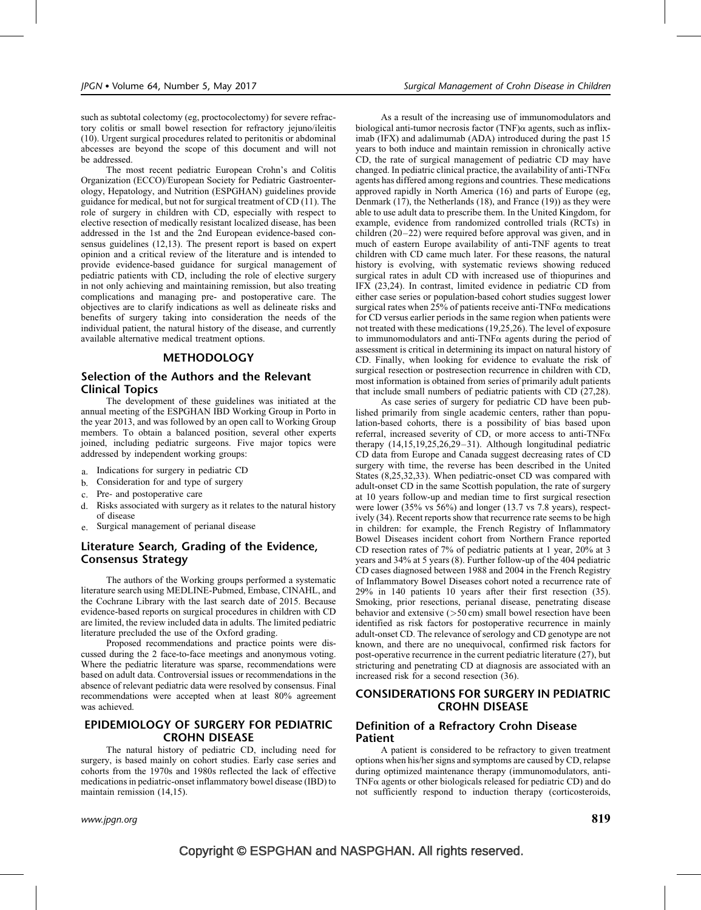such as subtotal colectomy (eg, proctocolectomy) for severe refractory colitis or small bowel resection for refractory jejuno/ileitis (10). Urgent surgical procedures related to peritonitis or abdominal abcesses are beyond the scope of this document and will not be addressed.

The most recent pediatric European Crohn's and Colitis Organization (ECCO)/European Society for Pediatric Gastroenterology, Hepatology, and Nutrition (ESPGHAN) guidelines provide guidance for medical, but not for surgical treatment of CD (11). The role of surgery in children with CD, especially with respect to elective resection of medically resistant localized disease, has been addressed in the 1st and the 2nd European evidence-based consensus guidelines (12,13). The present report is based on expert opinion and a critical review of the literature and is intended to provide evidence-based guidance for surgical management of pediatric patients with CD, including the role of elective surgery in not only achieving and maintaining remission, but also treating complications and managing pre- and postoperative care. The objectives are to clarify indications as well as delineate risks and benefits of surgery taking into consideration the needs of the individual patient, the natural history of the disease, and currently available alternative medical treatment options.

## METHODOLOGY

### Selection of the Authors and the Relevant Clinical Topics

The development of these guidelines was initiated at the annual meeting of the ESPGHAN IBD Working Group in Porto in the year 2013, and was followed by an open call to Working Group members. To obtain a balanced position, several other experts joined, including pediatric surgeons. Five major topics were addressed by independent working groups:

a. Indications for surgery in pediatric CD
b. Consideration for and type of surgery
c. Pre- and postoperative care
d. Risks associated with surgery as it relates to the natural history of disease
e. Surgical management of perianal disease

### Literature Search, Grading of the Evidence, Consensus Strategy

The authors of the Working groups performed a systematic literature search using MEDLINE-Pubmed, Embase, CINAHL, and the Cochrane Library with the last search date of 2015. Because evidence-based reports on surgical procedures in children with CD are limited, the review included data in adults. The limited pediatric literature precluded the use of the Oxford grading.

Proposed recommendations and practice points were discussed during the 2 face-to-face meetings and anonymous voting. Where the pediatric literature was sparse, recommendations were based on adult data. Controversial issues or recommendations in the absence of relevant pediatric data were resolved by consensus. Final recommendations were accepted when at least 80% agreement was achieved.

## EPIDEMIOLOGY OF SURGERY FOR PEDIATRIC CROHN DISEASE

The natural history of pediatric CD, including need for surgery, is based mainly on cohort studies. Early case series and cohorts from the 1970s and 1980s reflected the lack of effective medications in pediatric-onset inflammatory bowel disease (IBD) to maintain remission (14,15).

As a result of the increasing use of immunomodulators and biological anti-tumor necrosis factor (TNF)$\alpha$ agents, such as infliximab (IFX) and adalimumab (ADA) introduced during the past 15 years to both induce and maintain remission in chronically active CD, the rate of surgical management of pediatric CD may have changed. In pediatric clinical practice, the availability of anti-TNF$\alpha$ agents has differed among regions and countries. These medications approved rapidly in North America (16) and parts of Europe (eg, Denmark (17), the Netherlands (18), and France (19)) as they were able to use adult data to prescribe them. In the United Kingdom, for example, evidence from randomized controlled trials (RCTs) in children (20–22) were required before approval was given, and in much of eastern Europe availability of anti-TNF agents to treat children with CD came much later. For these reasons, the natural history is evolving, with systematic reviews showing reduced surgical rates in adult CD with increased use of thiopurines and IFX (23,24). In contrast, limited evidence in pediatric CD from either case series or population-based cohort studies suggest lower surgical rates when 25% of patients receive anti-TNF$\alpha$ medications for CD versus earlier periods in the same region when patients were not treated with these medications (19,25,26). The level of exposure to immunomodulators and anti-TNF$\alpha$ agents during the period of assessment is critical in determining its impact on natural history of CD. Finally, when looking for evidence to evaluate the risk of surgical resection or postresection recurrence in children with CD, most information is obtained from series of primarily adult patients that include small numbers of pediatric patients with CD (27,28).

As case series of surgery for pediatric CD have been published primarily from single academic centers, rather than population-based cohorts, there is a possibility of bias based upon referral, increased severity of CD, or more access to anti-TNF$\alpha$ therapy (14,15,19,25,26,29–31). Although longitudinal pediatric CD data from Europe and Canada suggest decreasing rates of CD surgery with time, the reverse has been described in the United States (8,25,32,33). When pediatric-onset CD was compared with adult-onset CD in the same Scottish population, the rate of surgery at 10 years follow-up and median time to first surgical resection were lower (35% vs 56%) and longer (13.7 vs 7.8 years), respectively (34). Recent reports show that recurrence rate seems to be high in children: for example, the French Registry of Inflammatory Bowel Diseases incident cohort from Northern France reported CD resection rates of 7% of pediatric patients at 1 year, 20% at 3 years and 34% at 5 years (8). Further follow-up of the 404 pediatric CD cases diagnosed between 1988 and 2004 in the French Registry of Inflammatory Bowel Diseases cohort noted a recurrence rate of 29% in 140 patients 10 years after their first resection (35). Smoking, prior resections, perianal disease, penetrating disease behavior and extensive (>50 cm) small bowel resection have been identified as risk factors for postoperative recurrence in mainly adult-onset CD. The relevance of serology and CD genotype are not known, and there are no unequivocal, confirmed risk factors for post-operative recurrence in the current pediatric literature (27), but stricturing and penetrating CD at diagnosis are associated with an increased risk for a second resection (36).

## CONSIDERATIONS FOR SURGERY IN PEDIATRIC CROHN DISEASE

### Definition of a Refractory Crohn Disease Patient

A patient is considered to be refractory to given treatment options when his/her signs and symptoms are caused by CD, relapse during optimized maintenance therapy (immunomodulators, anti-TNF$\alpha$ agents or other biologicals released for pediatric CD) and do not sufficiently respond to induction therapy (corticosteroids,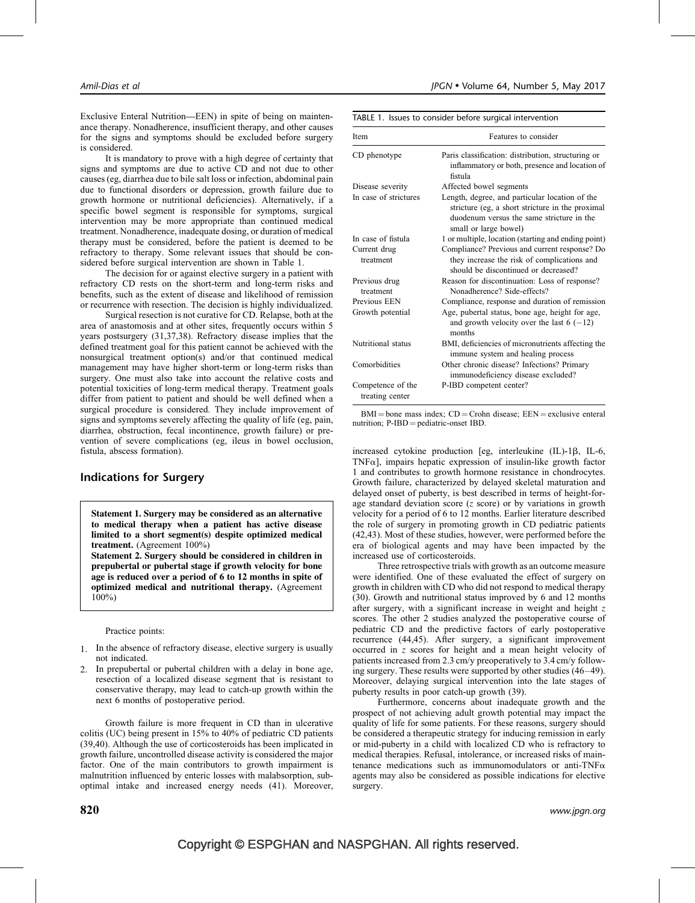Exclusive Enteral Nutrition—EEN) in spite of being on maintenance therapy. Nonadherence, insufficient therapy, and other causes for the signs and symptoms should be excluded before surgery is considered.

It is mandatory to prove with a high degree of certainty that signs and symptoms are due to active CD and not due to other causes (eg, diarrhea due to bile salt loss or infection, abdominal pain due to functional disorders or depression, growth failure due to growth hormone or nutritional deficiencies). Alternatively, if a specific bowel segment is responsible for symptoms, surgical intervention may be more appropriate than continued medical treatment. Nonadherence, inadequate dosing, or duration of medical therapy must be considered, before the patient is deemed to be refractory to therapy. Some relevant issues that should be considered before surgical intervention are shown in Table 1.

The decision for or against elective surgery in a patient with refractory CD rests on the short-term and long-term risks and benefits, such as the extent of disease and likelihood of remission or recurrence with resection. The decision is highly individualized.

Surgical resection is not curative for CD. Relapse, both at the area of anastomosis and at other sites, frequently occurs within 5 years postsurgery (31,37,38). Refractory disease implies that the defined treatment goal for this patient cannot be achieved with the nonsurgical treatment option(s) and/or that continued medical management may have higher short-term or long-term risks than surgery. One must also take into account the relative costs and potential toxicities of long-term medical therapy. Treatment goals differ from patient to patient and should be well defined when a surgical procedure is considered. They include improvement of signs and symptoms severely affecting the quality of life (eg, pain, diarrhea, obstruction, fecal incontinence, growth failure) or prevention of severe complications (eg, ileus in bowel occlusion, fistula, abscess formation).

TABLE 1. Issues to consider before surgical intervention

| Item | Features to consider |
| --- | --- |
| CD phenotype | Paris classification: distribution, structuring or inflammatory or both, presence and location of fistula |
| Disease severity | Affected bowel segments |
| In case of strictures | Length, degree, and particular location of the stricture (eg, a short stricture in the proximal duodenum versus the same stricture in the small or large bowel) |
| In case of fistula | 1 or multiple, location (starting and ending point) |
| Current drug treatment | Compliance? Previous and current response? Do they increase the risk of complications and should be discontinued or decreased? |
| Previous drug treatment | Reason for discontinuation: Loss of response? Nonadherence? Side-effects? |
| Previous EEN | Compliance, response and duration of remission |
| Growth potential | Age, pubertal status, bone age, height for age, and growth velocity over the last 6 (−12) months |
| Nutritional status | BMI, deficiencies of micronutrients affecting the immune system and healing process |
| Comorbidities | Other chronic disease? Infections? Primary immunodeficiency disease excluded? |
| Competence of the treating center | P-IBD competent center? |

BMI = bone mass index; CD = Crohn disease; EEN = exclusive enteral nutrition; P-IBD = pediatric-onset IBD.

## Indications for Surgery

**Statement 1. Surgery may be considered as an alternative to medical therapy when a patient has active disease limited to a short segment(s) despite optimized medical treatment.** (Agreement 100%)

**Statement 2. Surgery should be considered in children in prepubertal or pubertal stage if growth velocity for bone age is reduced over a period of 6 to 12 months in spite of optimized medical and nutritional therapy.** (Agreement 100%)

Practice points:

1. In the absence of refractory disease, elective surgery is usually not indicated.
2. In prepubertal or pubertal children with a delay in bone age, resection of a localized disease segment that is resistant to conservative therapy, may lead to catch-up growth within the next 6 months of postoperative period.

Growth failure is more frequent in CD than in ulcerative colitis (UC) being present in 15% to 40% of pediatric CD patients (39,40). Although the use of corticosteroids has been implicated in growth failure, uncontrolled disease activity is considered the major factor. One of the main contributors to growth impairment is malnutrition influenced by enteric losses with malabsorption, suboptimal intake and increased energy needs (41). Moreover, increased cytokine production [eg, interleukine (IL)-1β, IL-6, TNFα], impairs hepatic expression of insulin-like growth factor 1 and contributes to growth hormone resistance in chondrocytes. Growth failure, characterized by delayed skeletal maturation and delayed onset of puberty, is best described in terms of height-for-age standard deviation score ($z$ score) or by variations in growth velocity for a period of 6 to 12 months. Earlier literature described the role of surgery in promoting growth in CD pediatric patients (42,43). Most of these studies, however, were performed before the era of biological agents and may have been impacted by the increased use of corticosteroids.

Three retrospective trials with growth as an outcome measure were identified. One of these evaluated the effect of surgery on growth in children with CD who did not respond to medical therapy (30). Growth and nutritional status improved by 6 and 12 months after surgery, with a significant increase in weight and height $z$ scores. The other 2 studies analyzed the postoperative course of pediatric CD and the predictive factors of early postoperative recurrence (44,45). After surgery, a significant improvement occurred in $z$ scores for height and a mean height velocity of patients increased from 2.3 cm/y preoperatively to 3.4 cm/y following surgery. These results were supported by other studies (46–49). Moreover, delaying surgical intervention into the late stages of puberty results in poor catch-up growth (39).

Furthermore, concerns about inadequate growth and the prospect of not achieving adult growth potential may impact the quality of life for some patients. For these reasons, surgery should be considered a therapeutic strategy for inducing remission in early or mid-puberty in a child with localized CD who is refractory to medical therapies. Refusal, intolerance, or increased risks of maintenance medications such as immunomodulators or anti-TNFα agents may also be considered as possible indications for elective surgery.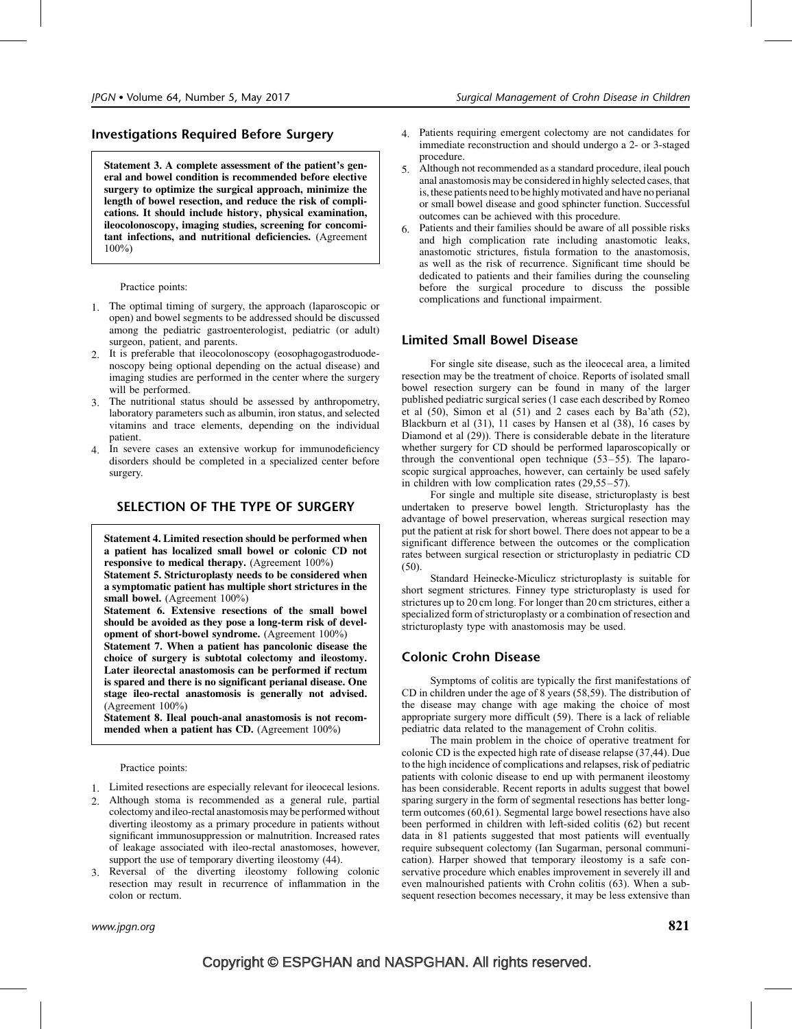## Investigations Required Before Surgery

**Statement 3. A complete assessment of the patient's general and bowel condition is recommended before elective surgery to optimize the surgical approach, minimize the length of bowel resection, and reduce the risk of complications. It should include history, physical examination, ileocolonoscopy, imaging studies, screening for concomitant infections, and nutritional deficiencies.** (Agreement 100%)

Practice points:

1. The optimal timing of surgery, the approach (laparoscopic or open) and bowel segments to be addressed should be discussed among the pediatric gastroenterologist, pediatric (or adult) surgeon, patient, and parents.
2. It is preferable that ileocolonoscopy (eosophagogastroduodenoscopy being optional depending on the actual disease) and imaging studies are performed in the center where the surgery will be performed.
3. The nutritional status should be assessed by anthropometry, laboratory parameters such as albumin, iron status, and selected vitamins and trace elements, depending on the individual patient.
4. In severe cases an extensive workup for immunodeficiency disorders should be completed in a specialized center before surgery.

## SELECTION OF THE TYPE OF SURGERY

**Statement 4. Limited resection should be performed when a patient has localized small bowel or colonic CD not responsive to medical therapy.** (Agreement 100%)
**Statement 5. Stricturoplasty needs to be considered when a symptomatic patient has multiple short strictures in the small bowel.** (Agreement 100%)
**Statement 6. Extensive resections of the small bowel should be avoided as they pose a long-term risk of development of short-bowel syndrome.** (Agreement 100%)
**Statement 7. When a patient has pancolonic disease the choice of surgery is subtotal colectomy and ileostomy. Later ileorectal anastomosis can be performed if rectum is spared and there is no significant perianal disease. One stage ileo-rectal anastomosis is generally not advised.** (Agreement 100%)
**Statement 8. Ileal pouch-anal anastomosis is not recommended when a patient has CD.** (Agreement 100%)

Practice points:

1. Limited resections are especially relevant for ileocecal lesions.
2. Although stoma is recommended as a general rule, partial colectomy and ileo-rectal anastomosis may be performed without diverting ileostomy as a primary procedure in patients without significant immunosuppression or malnutrition. Increased rates of leakage associated with ileo-rectal anastomoses, however, support the use of temporary diverting ileostomy (44).
3. Reversal of the diverting ileostomy following colonic resection may result in recurrence of inflammation in the colon or rectum.
4. Patients requiring emergent colectomy are not candidates for immediate reconstruction and should undergo a 2- or 3-staged procedure.
5. Although not recommended as a standard procedure, ileal pouch anal anastomosis may be considered in highly selected cases, that is, these patients need to be highly motivated and have no perianal or small bowel disease and good sphincter function. Successful outcomes can be achieved with this procedure.
6. Patients and their families should be aware of all possible risks and high complication rate including anastomotic leaks, anastomotic strictures, fistula formation to the anastomosis, as well as the risk of recurrence. Significant time should be dedicated to patients and their families during the counseling before the surgical procedure to discuss the possible complications and functional impairment.

## Limited Small Bowel Disease

For single site disease, such as the ileocecal area, a limited resection may be the treatment of choice. Reports of isolated small bowel resection surgery can be found in many of the larger published pediatric surgical series (1 case each described by Romeo et al (50), Simon et al (51) and 2 cases each by Ba'ath (52), Blackburn et al (31), 11 cases by Hansen et al (38), 16 cases by Diamond et al (29)). There is considerable debate in the literature whether surgery for CD should be performed laparoscopically or through the conventional open technique (53–55). The laparoscopic surgical approaches, however, can certainly be used safely in children with low complication rates (29,55–57).

For single and multiple site disease, stricturoplasty is best undertaken to preserve bowel length. Stricturoplasty has the advantage of bowel preservation, whereas surgical resection may put the patient at risk for short bowel. There does not appear to be a significant difference between the outcomes or the complication rates between surgical resection or stricturoplasty in pediatric CD (50).

Standard Heinecke-Miculicz stricturoplasty is suitable for short segment strictures. Finney type stricturoplasty is used for strictures up to 20 cm long. For longer than 20 cm strictures, either a specialized form of stricturoplasty or a combination of resection and stricturoplasty type with anastomosis may be used.

## Colonic Crohn Disease

Symptoms of colitis are typically the first manifestations of CD in children under the age of 8 years (58,59). The distribution of the disease may change with age making the choice of most appropriate surgery more difficult (59). There is a lack of reliable pediatric data related to the management of Crohn colitis.

The main problem in the choice of operative treatment for colonic CD is the expected high rate of disease relapse (37,44). Due to the high incidence of complications and relapses, risk of pediatric patients with colonic disease to end up with permanent ileostomy has been considerable. Recent reports in adults suggest that bowel sparing surgery in the form of segmental resections has better long-term outcomes (60,61). Segmental large bowel resections have also been performed in children with left-sided colitis (62) but recent data in 81 patients suggested that most patients will eventually require subsequent colectomy (Ian Sugarman, personal communication). Harper showed that temporary ileostomy is a safe conservative procedure which enables improvement in severely ill and even malnourished patients with Crohn colitis (63). When a subsequent resection becomes necessary, it may be less extensive than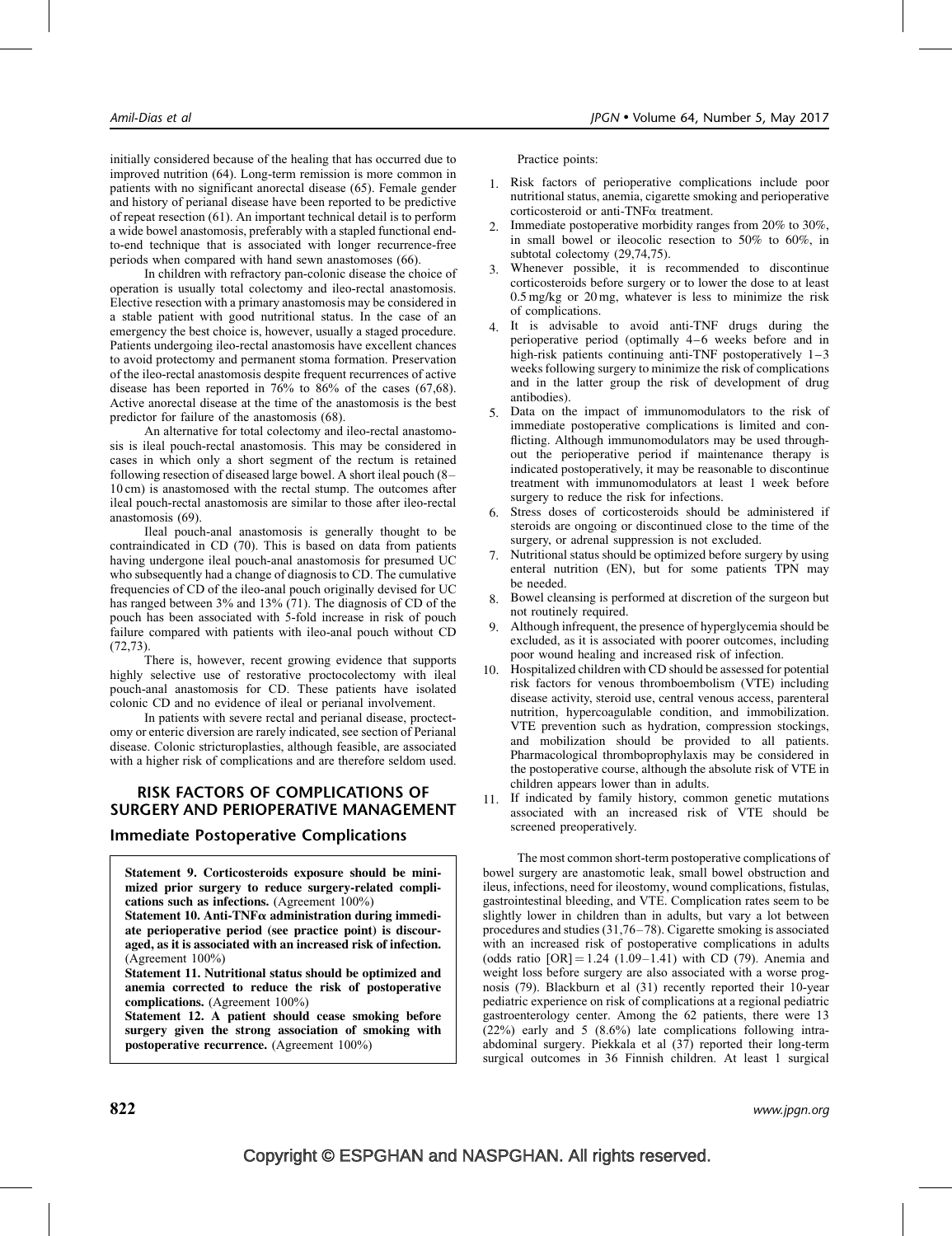initially considered because of the healing that has occurred due to improved nutrition (64). Long-term remission is more common in patients with no significant anorectal disease (65). Female gender and history of perianal disease have been reported to be predictive of repeat resection (61). An important technical detail is to perform a wide bowel anastomosis, preferably with a stapled functional end-to-end technique that is associated with longer recurrence-free periods when compared with hand sewn anastomoses (66).

In children with refractory pan-colonic disease the choice of operation is usually total colectomy and ileo-rectal anastomosis. Elective resection with a primary anastomosis may be considered in a stable patient with good nutritional status. In the case of an emergency the best choice is, however, usually a staged procedure. Patients undergoing ileo-rectal anastomosis have excellent chances to avoid protectomy and permanent stoma formation. Preservation of the ileo-rectal anastomosis despite frequent recurrences of active disease has been reported in 76% to 86% of the cases (67,68). Active anorectal disease at the time of the anastomosis is the best predictor for failure of the anastomosis (68).

An alternative for total colectomy and ileo-rectal anastomosis is ileal pouch-rectal anastomosis. This may be considered in cases in which only a short segment of the rectum is retained following resection of diseased large bowel. A short ileal pouch (8–10 cm) is anastomosed with the rectal stump. The outcomes after ileal pouch-rectal anastomosis are similar to those after ileo-rectal anastomosis (69).

Ileal pouch-anal anastomosis is generally thought to be contraindicated in CD (70). This is based on data from patients having undergone ileal pouch-anal anastomosis for presumed UC who subsequently had a change of diagnosis to CD. The cumulative frequencies of CD of the ileo-anal pouch originally devised for UC has ranged between 3% and 13% (71). The diagnosis of CD of the pouch has been associated with 5-fold increase in risk of pouch failure compared with patients with ileo-anal pouch without CD (72,73).

There is, however, recent growing evidence that supports highly selective use of restorative proctocolectomy with ileal pouch-anal anastomosis for CD. These patients have isolated colonic CD and no evidence of ileal or perianal involvement.

In patients with severe rectal and perianal disease, proctectomy or enteric diversion are rarely indicated, see section of Perianal disease. Colonic stricturoplasties, although feasible, are associated with a higher risk of complications and are therefore seldom used.

## RISK FACTORS OF COMPLICATIONS OF SURGERY AND PERIOPERATIVE MANAGEMENT

### Immediate Postoperative Complications

**Statement 9. Corticosteroids exposure should be minimized prior surgery to reduce surgery-related complications such as infections.** (Agreement 100%)
**Statement 10. Anti-TNFα administration during immediate perioperative period (see practice point) is discouraged, as it is associated with an increased risk of infection.** (Agreement 100%)
**Statement 11. Nutritional status should be optimized and anemia corrected to reduce the risk of postoperative complications.** (Agreement 100%)
**Statement 12. A patient should cease smoking before surgery given the strong association of smoking with postoperative recurrence.** (Agreement 100%)

Practice points:

1. Risk factors of perioperative complications include poor nutritional status, anemia, cigarette smoking and perioperative corticosteroid or anti-TNFα treatment.
2. Immediate postoperative morbidity ranges from 20% to 30%, in small bowel or ileocolic resection to 50% to 60%, in subtotal colectomy (29,74,75).
3. Whenever possible, it is recommended to discontinue corticosteroids before surgery or to lower the dose to at least 0.5 mg/kg or 20 mg, whatever is less to minimize the risk of complications.
4. It is advisable to avoid anti-TNF drugs during the perioperative period (optimally 4–6 weeks before and in high-risk patients continuing anti-TNF postoperatively 1–3 weeks following surgery to minimize the risk of complications and in the latter group the risk of development of drug antibodies).
5. Data on the impact of immunomodulators to the risk of immediate postoperative complications is limited and conflicting. Although immunomodulators may be used throughout the perioperative period if maintenance therapy is indicated postoperatively, it may be reasonable to discontinue treatment with immunomodulators at least 1 week before surgery to reduce the risk for infections.
6. Stress doses of corticosteroids should be administered if steroids are ongoing or discontinued close to the time of the surgery, or adrenal suppression is not excluded.
7. Nutritional status should be optimized before surgery by using enteral nutrition (EN), but for some patients TPN may be needed.
8. Bowel cleansing is performed at discretion of the surgeon but not routinely required.
9. Although infrequent, the presence of hyperglycemia should be excluded, as it is associated with poorer outcomes, including poor wound healing and increased risk of infection.
10. Hospitalized children with CD should be assessed for potential risk factors for venous thromboembolism (VTE) including disease activity, steroid use, central venous access, parenteral nutrition, hypercoagulable condition, and immobilization. VTE prevention such as hydration, compression stockings, and mobilization should be provided to all patients. Pharmacological thromboprophylaxis may be considered in the postoperative course, although the absolute risk of VTE in children appears lower than in adults.
11. If indicated by family history, common genetic mutations associated with an increased risk of VTE should be screened preoperatively.

The most common short-term postoperative complications of bowel surgery are anastomotic leak, small bowel obstruction and ileus, infections, need for ileostomy, wound complications, fistulas, gastrointestinal bleeding, and VTE. Complication rates seem to be slightly lower in children than in adults, but vary a lot between procedures and studies (31,76–78). Cigarette smoking is associated with an increased risk of postoperative complications in adults (odds ratio [OR] = 1.24 (1.09–1.41) with CD (79). Anemia and weight loss before surgery are also associated with a worse prognosis (79). Blackburn et al (31) recently reported their 10-year pediatric experience on risk of complications at a regional pediatric gastroenterology center. Among the 62 patients, there were 13 (22%) early and 5 (8.6%) late complications following intra-abdominal surgery. Piekkala et al (37) reported their long-term surgical outcomes in 36 Finnish children. At least 1 surgical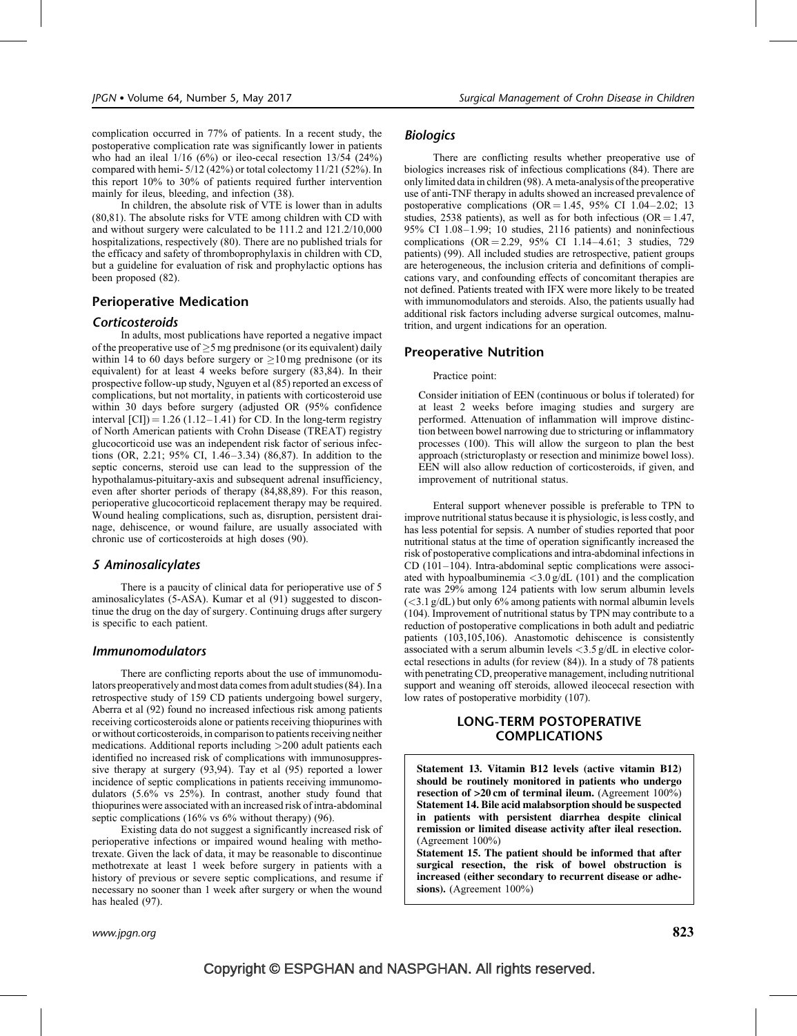complication occurred in 77% of patients. In a recent study, the postoperative complication rate was significantly lower in patients who had an ileal 1/16 (6%) or ileo-cecal resection 13/54 (24%) compared with hemi- 5/12 (42%) or total colectomy 11/21 (52%). In this report 10% to 30% of patients required further intervention mainly for ileus, bleeding, and infection (38).

In children, the absolute risk of VTE is lower than in adults (80,81). The absolute risks for VTE among children with CD with and without surgery were calculated to be 111.2 and 121.2/10,000 hospitalizations, respectively (80). There are no published trials for the efficacy and safety of thromboprophylaxis in children with CD, but a guideline for evaluation of risk and prophylactic options has been proposed (82).

## Perioperative Medication

### Corticosteroids

In adults, most publications have reported a negative impact of the preoperative use of $\geq$5 mg prednisone (or its equivalent) daily within 14 to 60 days before surgery or $\geq$10 mg prednisone (or its equivalent) for at least 4 weeks before surgery (83,84). In their prospective follow-up study, Nguyen et al (85) reported an excess of complications, but not mortality, in patients with corticosteroid use within 30 days before surgery (adjusted OR (95% confidence interval [CI]) = 1.26 (1.12–1.41) for CD. In the long-term registry of North American patients with Crohn Disease (TREAT) registry glucocorticoid use was an independent risk factor of serious infections (OR, 2.21; 95% CI, 1.46–3.34) (86,87). In addition to the septic concerns, steroid use can lead to the suppression of the hypothalamus-pituitary-axis and subsequent adrenal insufficiency, even after shorter periods of therapy (84,88,89). For this reason, perioperative glucocorticoid replacement therapy may be required. Wound healing complications, such as, disruption, persistent drainage, dehiscence, or wound failure, are usually associated with chronic use of corticosteroids at high doses (90).

### 5 Aminosalicylates

There is a paucity of clinical data for perioperative use of 5 aminosalicylates (5-ASA). Kumar et al (91) suggested to discontinue the drug on the day of surgery. Continuing drugs after surgery is specific to each patient.

### Immunomodulators

There are conflicting reports about the use of immunomodulators preoperatively and most data comes from adult studies (84). In a retrospective study of 159 CD patients undergoing bowel surgery, Aberra et al (92) found no increased infectious risk among patients receiving corticosteroids alone or patients receiving thiopurines with or without corticosteroids, in comparison to patients receiving neither medications. Additional reports including >200 adult patients each identified no increased risk of complications with immunosuppressive therapy at surgery (93,94). Tay et al (95) reported a lower incidence of septic complications in patients receiving immunomodulators (5.6% vs 25%). In contrast, another study found that thiopurines were associated with an increased risk of intra-abdominal septic complications (16% vs 6% without therapy) (96).

Existing data do not suggest a significantly increased risk of perioperative infections or impaired wound healing with methotrexate. Given the lack of data, it may be reasonable to discontinue methotrexate at least 1 week before surgery in patients with a history of previous or severe septic complications, and resume if necessary no sooner than 1 week after surgery or when the wound has healed (97).

### Biologics

There are conflicting results whether preoperative use of biologics increases risk of infectious complications (84). There are only limited data in children (98). A meta-analysis of the preoperative use of anti-TNF therapy in adults showed an increased prevalence of postoperative complications (OR = 1.45, 95% CI 1.04–2.02; 13 studies, 2538 patients), as well as for both infectious (OR = 1.47, 95% CI 1.08–1.99; 10 studies, 2116 patients) and noninfectious complications (OR = 2.29, 95% CI 1.14–4.61; 3 studies, 729 patients) (99). All included studies are retrospective, patient groups are heterogeneous, the inclusion criteria and definitions of complications vary, and confounding effects of concomitant therapies are not defined. Patients treated with IFX were more likely to be treated with immunomodulators and steroids. Also, the patients usually had additional risk factors including adverse surgical outcomes, malnutrition, and urgent indications for an operation.

## Preoperative Nutrition

Practice point:

Consider initiation of EEN (continuous or bolus if tolerated) for at least 2 weeks before imaging studies and surgery are performed. Attenuation of inflammation will improve distinction between bowel narrowing due to stricturing or inflammatory processes (100). This will allow the surgeon to plan the best approach (stricturoplasty or resection and minimize bowel loss). EEN will also allow reduction of corticosteroids, if given, and improvement of nutritional status.

Enteral support whenever possible is preferable to TPN to improve nutritional status because it is physiologic, is less costly, and has less potential for sepsis. A number of studies reported that poor nutritional status at the time of operation significantly increased the risk of postoperative complications and intra-abdominal infections in CD (101–104). Intra-abdominal septic complications were associated with hypoalbuminemia <3.0 g/dL (101) and the complication rate was 29% among 124 patients with low serum albumin levels (<3.1 g/dL) but only 6% among patients with normal albumin levels (104). Improvement of nutritional status by TPN may contribute to a reduction of postoperative complications in both adult and pediatric patients (103,105,106). Anastomotic dehiscence is consistently associated with a serum albumin levels <3.5 g/dL in elective colorectal resections in adults (for review (84)). In a study of 78 patients with penetrating CD, preoperative management, including nutritional support and weaning off steroids, allowed ileocecal resection with low rates of postoperative morbidity (107).

# LONG-TERM POSTOPERATIVE COMPLICATIONS

**Statement 13. Vitamin B12 levels (active vitamin B12) should be routinely monitored in patients who undergo resection of >20 cm of terminal ileum.** (Agreement 100%)
**Statement 14. Bile acid malabsorption should be suspected in patients with persistent diarrhea despite clinical remission or limited disease activity after ileal resection.** (Agreement 100%)
**Statement 15. The patient should be informed that after surgical resection, the risk of bowel obstruction is increased (either secondary to recurrent disease or adhesions).** (Agreement 100%)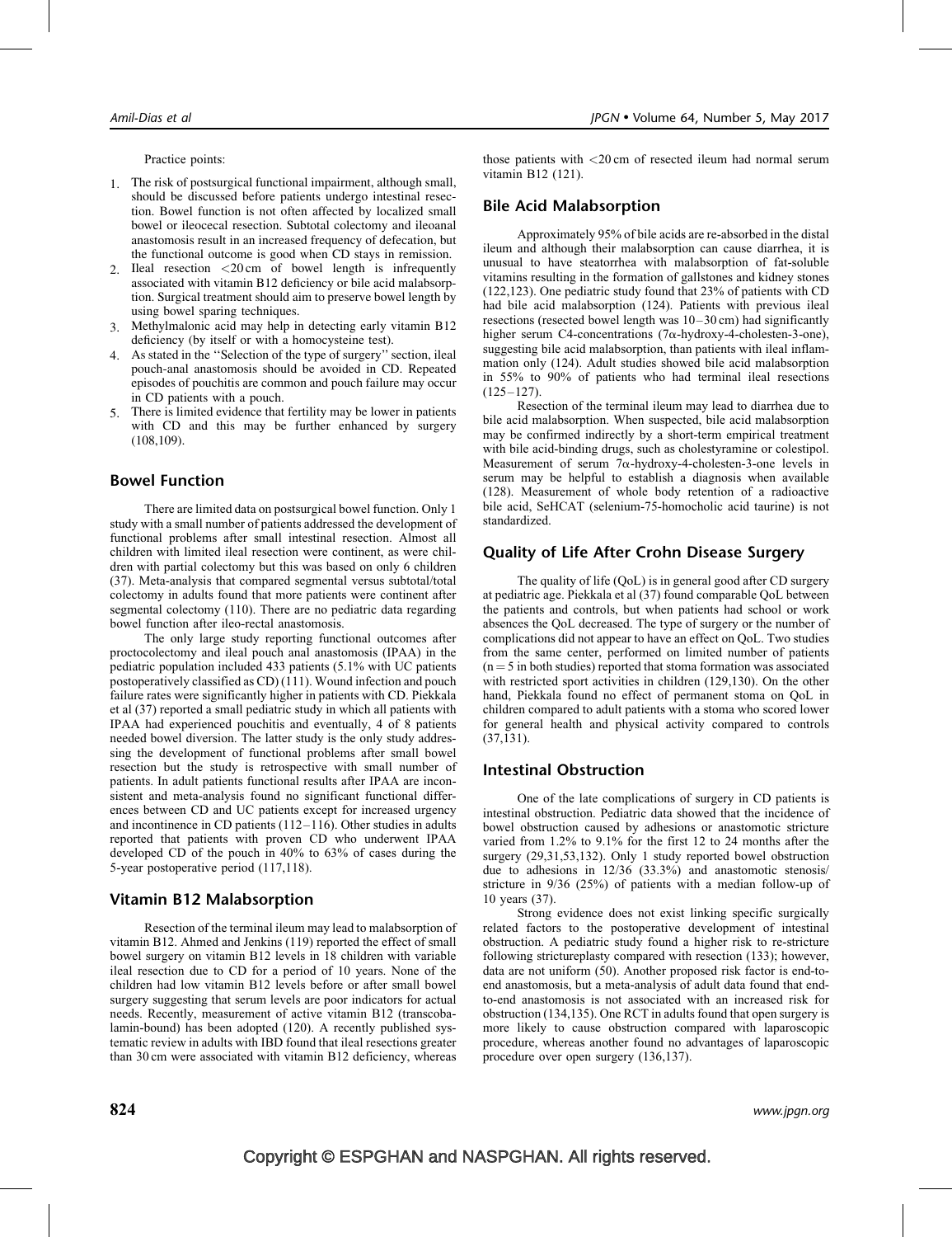Practice points:

1. The risk of postsurgical functional impairment, although small, should be discussed before patients undergo intestinal resection. Bowel function is not often affected by localized small bowel or ileocecal resection. Subtotal colectomy and ileoanal anastomosis result in an increased frequency of defecation, but the functional outcome is good when CD stays in remission.
2. Ileal resection <20 cm of bowel length is infrequently associated with vitamin B12 deficiency or bile acid malabsorption. Surgical treatment should aim to preserve bowel length by using bowel sparing techniques.
3. Methylmalonic acid may help in detecting early vitamin B12 deficiency (by itself or with a homocysteine test).
4. As stated in the ''Selection of the type of surgery'' section, ileal pouch-anal anastomosis should be avoided in CD. Repeated episodes of pouchitis are common and pouch failure may occur in CD patients with a pouch.
5. There is limited evidence that fertility may be lower in patients with CD and this may be further enhanced by surgery (108,109).

## Bowel Function

There are limited data on postsurgical bowel function. Only 1 study with a small number of patients addressed the development of functional problems after small intestinal resection. Almost all children with limited ileal resection were continent, as were children with partial colectomy but this was based on only 6 children (37). Meta-analysis that compared segmental versus subtotal/total colectomy in adults found that more patients were continent after segmental colectomy (110). There are no pediatric data regarding bowel function after ileo-rectal anastomosis.

The only large study reporting functional outcomes after proctocolectomy and ileal pouch anal anastomosis (IPAA) in the pediatric population included 433 patients (5.1% with UC patients postoperatively classified as CD) (111). Wound infection and pouch failure rates were significantly higher in patients with CD. Piekkala et al (37) reported a small pediatric study in which all patients with IPAA had experienced pouchitis and eventually, 4 of 8 patients needed bowel diversion. The latter study is the only study addressing the development of functional problems after small bowel resection but the study is retrospective with small number of patients. In adult patients functional results after IPAA are inconsistent and meta-analysis found no significant functional differences between CD and UC patients except for increased urgency and incontinence in CD patients (112–116). Other studies in adults reported that patients with proven CD who underwent IPAA developed CD of the pouch in 40% to 63% of cases during the 5-year postoperative period (117,118).

## Vitamin B12 Malabsorption

Resection of the terminal ileum may lead to malabsorption of vitamin B12. Ahmed and Jenkins (119) reported the effect of small bowel surgery on vitamin B12 levels in 18 children with variable ileal resection due to CD for a period of 10 years. None of the children had low vitamin B12 levels before or after small bowel surgery suggesting that serum levels are poor indicators for actual needs. Recently, measurement of active vitamin B12 (transcobalamin-bound) has been adopted (120). A recently published systematic review in adults with IBD found that ileal resections greater than 30 cm were associated with vitamin B12 deficiency, whereas those patients with <20 cm of resected ileum had normal serum vitamin B12 (121).

## Bile Acid Malabsorption

Approximately 95% of bile acids are re-absorbed in the distal ileum and although their malabsorption can cause diarrhea, it is unusual to have steatorrhea with malabsorption of fat-soluble vitamins resulting in the formation of gallstones and kidney stones (122,123). One pediatric study found that 23% of patients with CD had bile acid malabsorption (124). Patients with previous ileal resections (resected bowel length was 10–30 cm) had significantly higher serum C4-concentrations (7α-hydroxy-4-cholesten-3-one), suggesting bile acid malabsorption, than patients with ileal inflammation only (124). Adult studies showed bile acid malabsorption in 55% to 90% of patients who had terminal ileal resections (125–127).

Resection of the terminal ileum may lead to diarrhea due to bile acid malabsorption. When suspected, bile acid malabsorption may be confirmed indirectly by a short-term empirical treatment with bile acid-binding drugs, such as cholestyramine or colestipol. Measurement of serum 7α-hydroxy-4-cholesten-3-one levels in serum may be helpful to establish a diagnosis when available (128). Measurement of whole body retention of a radioactive bile acid, SeHCAT (selenium-75-homocholic acid taurine) is not standardized.

## Quality of Life After Crohn Disease Surgery

The quality of life (QoL) is in general good after CD surgery at pediatric age. Piekkala et al (37) found comparable QoL between the patients and controls, but when patients had school or work absences the QoL decreased. The type of surgery or the number of complications did not appear to have an effect on QoL. Two studies from the same center, performed on limited number of patients ($n = 5$ in both studies) reported that stoma formation was associated with restricted sport activities in children (129,130). On the other hand, Piekkala found no effect of permanent stoma on QoL in children compared to adult patients with a stoma who scored lower for general health and physical activity compared to controls (37,131).

## Intestinal Obstruction

One of the late complications of surgery in CD patients is intestinal obstruction. Pediatric data showed that the incidence of bowel obstruction caused by adhesions or anastomotic stricture varied from 1.2% to 9.1% for the first 12 to 24 months after the surgery (29,31,53,132). Only 1 study reported bowel obstruction due to adhesions in 12/36 (33.3%) and anastomotic stenosis/stricture in 9/36 (25%) of patients with a median follow-up of 10 years (37).

Strong evidence does not exist linking specific surgically related factors to the postoperative development of intestinal obstruction. A pediatric study found a higher risk to re-stricture following strictureplasty compared with resection (133); however, data are not uniform (50). Another proposed risk factor is end-to-end anastomosis, but a meta-analysis of adult data found that end-to-end anastomosis is not associated with an increased risk for obstruction (134,135). One RCT in adults found that open surgery is more likely to cause obstruction compared with laparoscopic procedure, whereas another found no advantages of laparoscopic procedure over open surgery (136,137).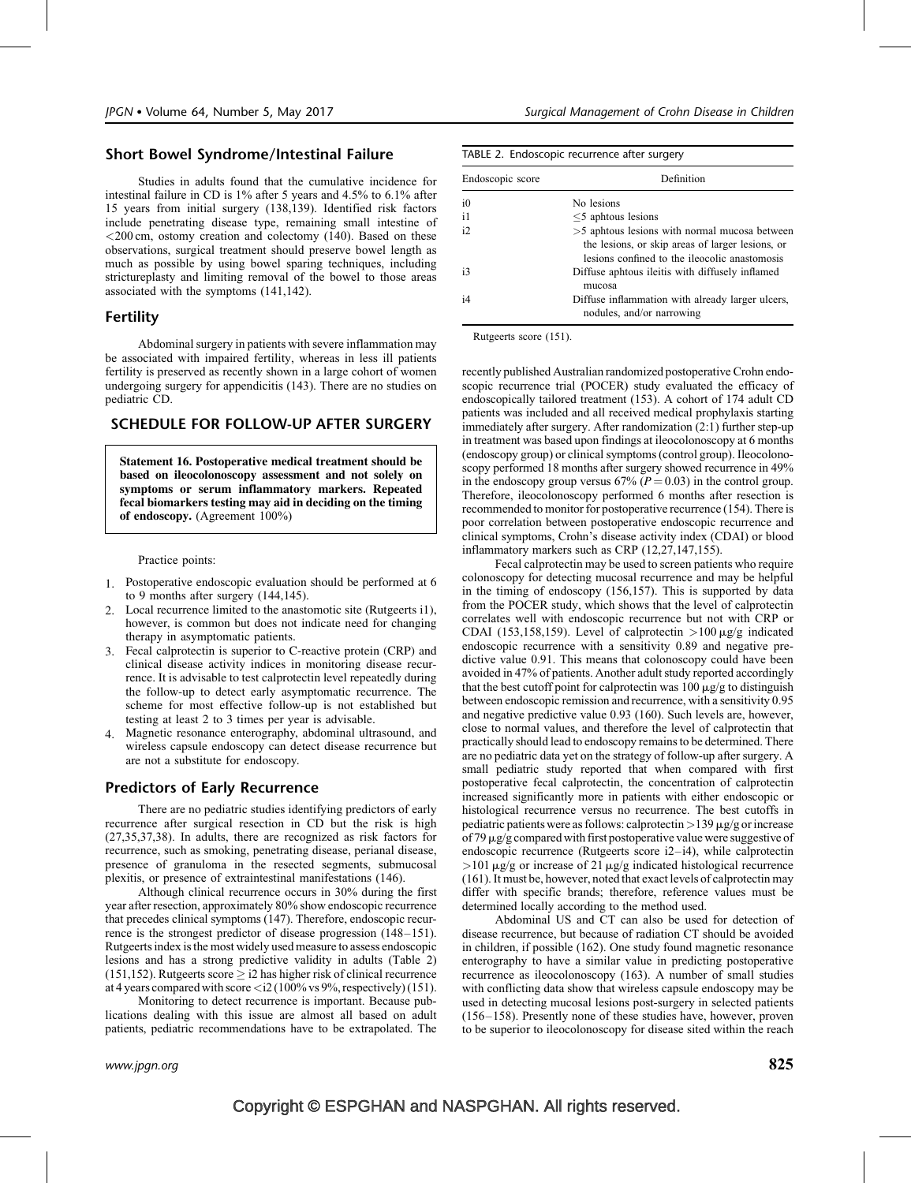## Short Bowel Syndrome/Intestinal Failure

Studies in adults found that the cumulative incidence for intestinal failure in CD is 1% after 5 years and 4.5% to 6.1% after 15 years from initial surgery (138,139). Identified risk factors include penetrating disease type, remaining small intestine of <200 cm, ostomy creation and colectomy (140). Based on these observations, surgical treatment should preserve bowel length as much as possible by using bowel sparing techniques, including strictureplasty and limiting removal of the bowel to those areas associated with the symptoms (141,142).

## Fertility

Abdominal surgery in patients with severe inflammation may be associated with impaired fertility, whereas in less ill patients fertility is preserved as recently shown in a large cohort of women undergoing surgery for appendicitis (143). There are no studies on pediatric CD.

## SCHEDULE FOR FOLLOW-UP AFTER SURGERY

**Statement 16. Postoperative medical treatment should be based on ileocolonoscopy assessment and not solely on symptoms or serum inflammatory markers. Repeated fecal biomarkers testing may aid in deciding on the timing of endoscopy.** (Agreement 100%)

Practice points:

1. Postoperative endoscopic evaluation should be performed at 6 to 9 months after surgery (144,145).
2. Local recurrence limited to the anastomotic site (Rutgeerts i1), however, is common but does not indicate need for changing therapy in asymptomatic patients.
3. Fecal calprotectin is superior to C-reactive protein (CRP) and clinical disease activity indices in monitoring disease recurrence. It is advisable to test calprotectin level repeatedly during the follow-up to detect early asymptomatic recurrence. The scheme for most effective follow-up is not established but testing at least 2 to 3 times per year is advisable.
4. Magnetic resonance enterography, abdominal ultrasound, and wireless capsule endoscopy can detect disease recurrence but are not a substitute for endoscopy.

## Predictors of Early Recurrence

There are no pediatric studies identifying predictors of early recurrence after surgical resection in CD but the risk is high (27,35,37,38). In adults, there are recognized as risk factors for recurrence, such as smoking, penetrating disease, perianal disease, presence of granuloma in the resected segments, submucosal plexitis, or presence of extraintestinal manifestations (146).

Although clinical recurrence occurs in 30% during the first year after resection, approximately 80% show endoscopic recurrence that precedes clinical symptoms (147). Therefore, endoscopic recurrence is the strongest predictor of disease progression (148–151). Rutgeerts index is the most widely used measure to assess endoscopic lesions and has a strong predictive validity in adults (Table 2) (151,152). Rutgeerts score ≥ i2 has higher risk of clinical recurrence at 4 years compared with score <i2 (100% vs 9%, respectively) (151).

Monitoring to detect recurrence is important. Because publications dealing with this issue are almost all based on adult patients, pediatric recommendations have to be extrapolated. The recently published Australian randomized postoperative Crohn endoscopic recurrence trial (POCER) study evaluated the efficacy of endoscopically tailored treatment (153). A cohort of 174 adult CD patients was included and all received medical prophylaxis starting immediately after surgery. After randomization (2:1) further step-up in treatment was based upon findings at ileocolonoscopy at 6 months (endoscopy group) or clinical symptoms (control group). Ileocolonoscopy performed 18 months after surgery showed recurrence in 49% in the endoscopy group versus 67% ($P = 0.03$) in the control group. Therefore, ileocolonoscopy performed 6 months after resection is recommended to monitor for postoperative recurrence (154). There is poor correlation between postoperative endoscopic recurrence and clinical symptoms, Crohn's disease activity index (CDAI) or blood inflammatory markers such as CRP (12,27,147,155).

Fecal calprotectin may be used to screen patients who require colonoscopy for detecting mucosal recurrence and may be helpful in the timing of endoscopy (156,157). This is supported by data from the POCER study, which shows that the level of calprotectin correlates well with endoscopic recurrence but not with CRP or CDAI (153,158,159). Level of calprotectin >100 μg/g indicated endoscopic recurrence with a sensitivity 0.89 and negative predictive value 0.91. This means that colonoscopy could have been avoided in 47% of patients. Another adult study reported accordingly that the best cutoff point for calprotectin was 100 μg/g to distinguish between endoscopic remission and recurrence, with a sensitivity 0.95 and negative predictive value 0.93 (160). Such levels are, however, close to normal values, and therefore the level of calprotectin that practically should lead to endoscopy remains to be determined. There are no pediatric data yet on the strategy of follow-up after surgery. A small pediatric study reported that when compared with first postoperative fecal calprotectin, the concentration of calprotectin increased significantly more in patients with either endoscopic or histological recurrence versus no recurrence. The best cutoffs in pediatric patients were as follows: calprotectin >139 μg/g or increase of 79 μg/g compared with first postoperative value were suggestive of endoscopic recurrence (Rutgeerts score i2–i4), while calprotectin >101 μg/g or increase of 21 μg/g indicated histological recurrence (161). It must be, however, noted that exact levels of calprotectin may differ with specific brands; therefore, reference values must be determined locally according to the method used.

Abdominal US and CT can also be used for detection of disease recurrence, but because of radiation CT should be avoided in children, if possible (162). One study found magnetic resonance enterography to have a similar value in predicting postoperative recurrence as ileocolonoscopy (163). A number of small studies with conflicting data show that wireless capsule endoscopy may be used in detecting mucosal lesions post-surgery in selected patients (156–158). Presently none of these studies have, however, proven to be superior to ileocolonoscopy for disease sited within the reach

TABLE 2. Endoscopic recurrence after surgery

| Endoscopic score | Definition |
|---|---|
| i0 | No lesions |
| i1 | ≤5 aphtous lesions |
| i2 | >5 aphtous lesions with normal mucosa between the lesions, or skip areas of larger lesions, or lesions confined to the ileocolic anastomosis |
| i3 | Diffuse aphtous ileitis with diffusely inflamed mucosa |
| i4 | Diffuse inflammation with already larger ulcers, nodules, and/or narrowing |

Rutgeerts score (151).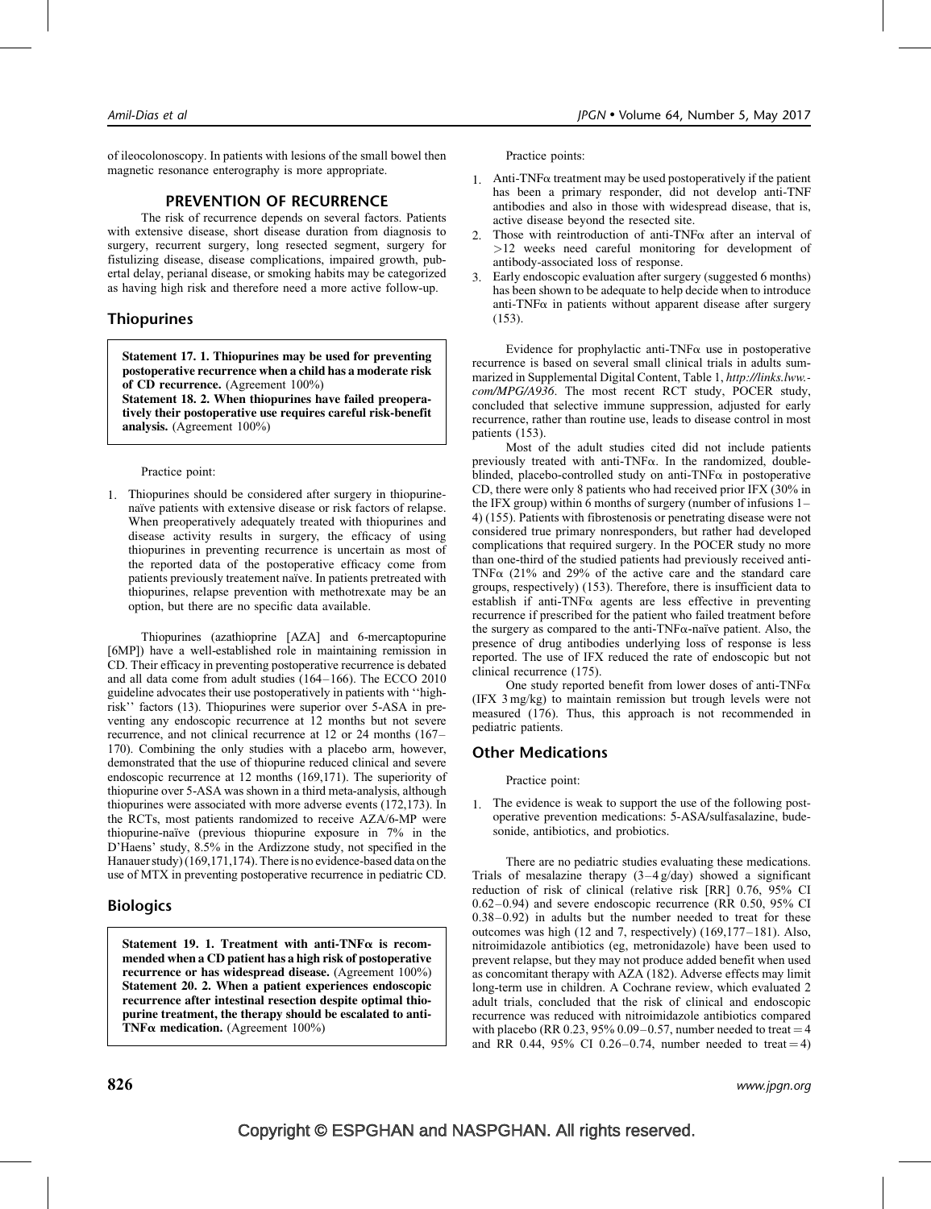of ileocolonoscopy. In patients with lesions of the small bowel then magnetic resonance enterography is more appropriate.

## PREVENTION OF RECURRENCE

The risk of recurrence depends on several factors. Patients with extensive disease, short disease duration from diagnosis to surgery, recurrent surgery, long resected segment, surgery for fistulizing disease, disease complications, impaired growth, pubertal delay, perianal disease, or smoking habits may be categorized as having high risk and therefore need a more active follow-up.

### Thiopurines

**Statement 17. 1. Thiopurines may be used for preventing postoperative recurrence when a child has a moderate risk of CD recurrence.** (Agreement 100%)
**Statement 18. 2. When thiopurines have failed preoperatively their postoperative use requires careful risk-benefit analysis.** (Agreement 100%)

Practice point:

1. Thiopurines should be considered after surgery in thiopurine-naïve patients with extensive disease or risk factors of relapse. When preoperatively adequately treated with thiopurines and disease activity results in surgery, the efficacy of using thiopurines in preventing recurrence is uncertain as most of the reported data of the postoperative efficacy come from patients previously treatement naïve. In patients pretreated with thiopurines, relapse prevention with methotrexate may be an option, but there are no specific data available.

Thiopurines (azathioprine [AZA] and 6-mercaptopurine [6MP]) have a well-established role in maintaining remission in CD. Their efficacy in preventing postoperative recurrence is debated and all data come from adult studies (164–166). The ECCO 2010 guideline advocates their use postoperatively in patients with ''high-risk'' factors (13). Thiopurines were superior over 5-ASA in preventing any endoscopic recurrence at 12 months but not severe recurrence, and not clinical recurrence at 12 or 24 months (167–170). Combining the only studies with a placebo arm, however, demonstrated that the use of thiopurine reduced clinical and severe endoscopic recurrence at 12 months (169,171). The superiority of thiopurine over 5-ASA was shown in a third meta-analysis, although thiopurines were associated with more adverse events (172,173). In the RCTs, most patients randomized to receive AZA/6-MP were thiopurine-naïve (previous thiopurine exposure in 7% in the D'Haens' study, 8.5% in the Ardizzone study, not specified in the Hanauer study) (169,171,174). There is no evidence-based data on the use of MTX in preventing postoperative recurrence in pediatric CD.

### Biologics

**Statement 19. 1. Treatment with anti-TNFα is recommended when a CD patient has a high risk of postoperative recurrence or has widespread disease.** (Agreement 100%)
**Statement 20. 2. When a patient experiences endoscopic recurrence after intestinal resection despite optimal thiopurine treatment, the therapy should be escalated to anti-TNFα medication.** (Agreement 100%)

Practice points:

1. Anti-TNFα treatment may be used postoperatively if the patient has been a primary responder, did not develop anti-TNF antibodies and also in those with widespread disease, that is, active disease beyond the resected site.
2. Those with reintroduction of anti-TNFα after an interval of >12 weeks need careful monitoring for development of antibody-associated loss of response.
3. Early endoscopic evaluation after surgery (suggested 6 months) has been shown to be adequate to help decide when to introduce anti-TNFα in patients without apparent disease after surgery (153).

Evidence for prophylactic anti-TNFα use in postoperative recurrence is based on several small clinical trials in adults summarized in Supplemental Digital Content, Table 1, *http://links.lww.com/MPG/A936*. The most recent RCT study, POCER study, concluded that selective immune suppression, adjusted for early recurrence, rather than routine use, leads to disease control in most patients (153).

Most of the adult studies cited did not include patients previously treated with anti-TNFα. In the randomized, double-blinded, placebo-controlled study on anti-TNFα in postoperative CD, there were only 8 patients who had received prior IFX (30% in the IFX group) within 6 months of surgery (number of infusions 1–4) (155). Patients with fibrostenosis or penetrating disease were not considered true primary nonresponders, but rather had developed complications that required surgery. In the POCER study no more than one-third of the studied patients had previously received anti-TNFα (21% and 29% of the active care and the standard care groups, respectively) (153). Therefore, there is insufficient data to establish if anti-TNFα agents are less effective in preventing recurrence if prescribed for the patient who failed treatment before the surgery as compared to the anti-TNFα-naïve patient. Also, the presence of drug antibodies underlying loss of response is less reported. The use of IFX reduced the rate of endoscopic but not clinical recurrence (175).

One study reported benefit from lower doses of anti-TNFα (IFX 3 mg/kg) to maintain remission but trough levels were not measured (176). Thus, this approach is not recommended in pediatric patients.

### Other Medications

Practice point:

1. The evidence is weak to support the use of the following postoperative prevention medications: 5-ASA/sulfasalazine, budesonide, antibiotics, and probiotics.

There are no pediatric studies evaluating these medications. Trials of mesalazine therapy (3–4 g/day) showed a significant reduction of risk of clinical (relative risk [RR] 0.76, 95% CI 0.62–0.94) and severe endoscopic recurrence (RR 0.50, 95% CI 0.38–0.92) in adults but the number needed to treat for these outcomes was high (12 and 7, respectively) (169,177–181). Also, nitroimidazole antibiotics (eg, metronidazole) have been used to prevent relapse, but they may not produce added benefit when used as concomitant therapy with AZA (182). Adverse effects may limit long-term use in children. A Cochrane review, which evaluated 2 adult trials, concluded that the risk of clinical and endoscopic recurrence was reduced with nitroimidazole antibiotics compared with placebo (RR 0.23, 95% 0.09–0.57, number needed to treat = 4 and RR 0.44, 95% CI 0.26–0.74, number needed to treat = 4)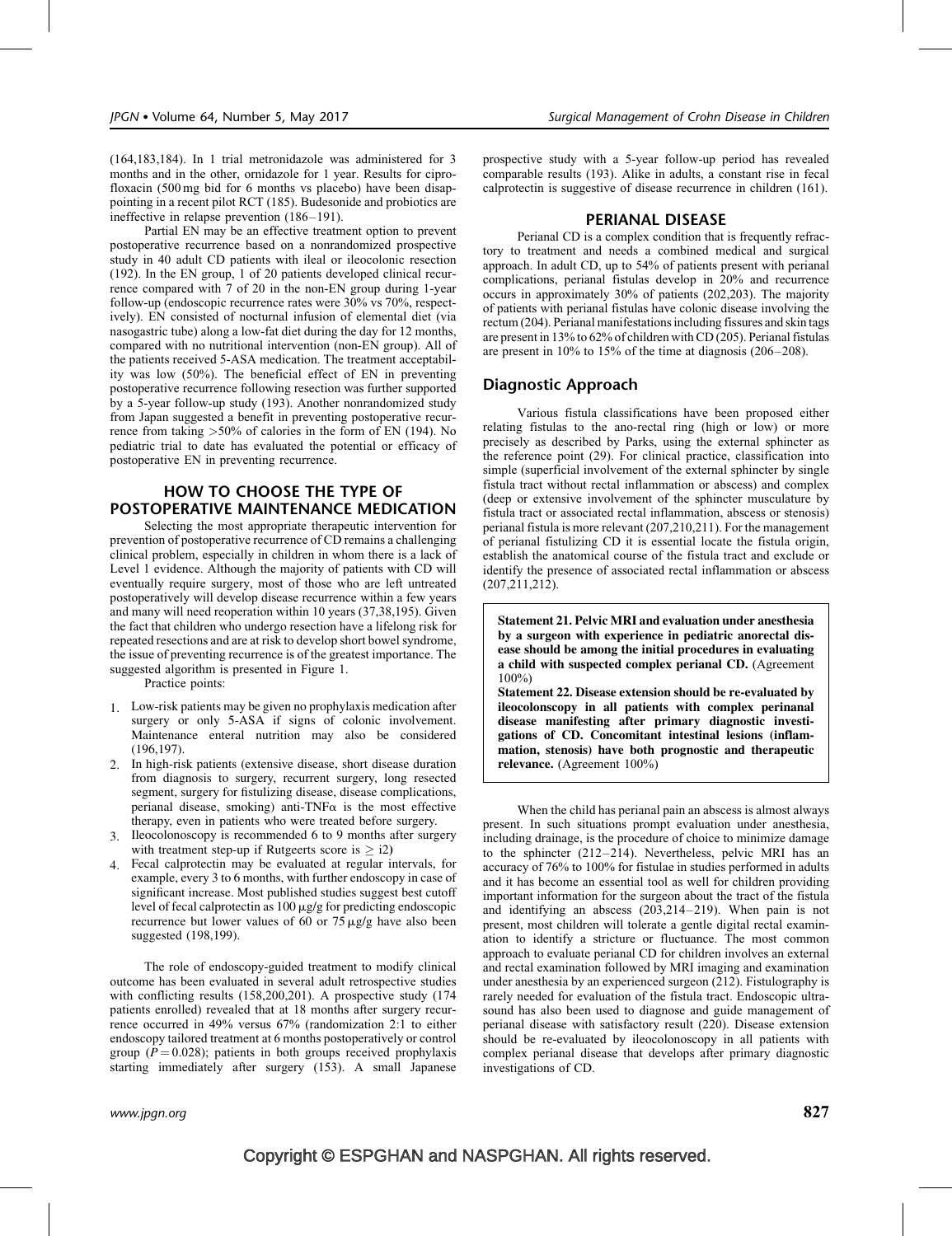(164,183,184). In 1 trial metronidazole was administered for 3 months and in the other, ornidazole for 1 year. Results for ciprofloxacin (500 mg bid for 6 months vs placebo) have been disappointing in a recent pilot RCT (185). Budesonide and probiotics are ineffective in relapse prevention (186–191).

Partial EN may be an effective treatment option to prevent postoperative recurrence based on a nonrandomized prospective study in 40 adult CD patients with ileal or ileocolonic resection (192). In the EN group, 1 of 20 patients developed clinical recurrence compared with 7 of 20 in the non-EN group during 1-year follow-up (endoscopic recurrence rates were 30% vs 70%, respectively). EN consisted of nocturnal infusion of elemental diet (via nasogastric tube) along a low-fat diet during the day for 12 months, compared with no nutritional intervention (non-EN group). All of the patients received 5-ASA medication. The treatment acceptability was low (50%). The beneficial effect of EN in preventing postoperative recurrence following resection was further supported by a 5-year follow-up study (193). Another nonrandomized study from Japan suggested a benefit in preventing postoperative recurrence from taking >50% of calories in the form of EN (194). No pediatric trial to date has evaluated the potential or efficacy of postoperative EN in preventing recurrence.

## HOW TO CHOOSE THE TYPE OF POSTOPERATIVE MAINTENANCE MEDICATION

Selecting the most appropriate therapeutic intervention for prevention of postoperative recurrence of CD remains a challenging clinical problem, especially in children in whom there is a lack of Level 1 evidence. Although the majority of patients with CD will eventually require surgery, most of those who are left untreated postoperatively will develop disease recurrence within a few years and many will need reoperation within 10 years (37,38,195). Given the fact that children who undergo resection have a lifelong risk for repeated resections and are at risk to develop short bowel syndrome, the issue of preventing recurrence is of the greatest importance. The suggested algorithm is presented in Figure 1.

Practice points:

1. Low-risk patients may be given no prophylaxis medication after surgery or only 5-ASA if signs of colonic involvement. Maintenance enteral nutrition may also be considered (196,197).
2. In high-risk patients (extensive disease, short disease duration from diagnosis to surgery, recurrent surgery, long resected segment, surgery for fistulizing disease, disease complications, perianal disease, smoking) anti-TNFα is the most effective therapy, even in patients who were treated before surgery.
3. Ileocolonoscopy is recommended 6 to 9 months after surgery with treatment step-up if Rutgeerts score is ≥ i2)
4. Fecal calprotectin may be evaluated at regular intervals, for example, every 3 to 6 months, with further endoscopy in case of significant increase. Most published studies suggest best cutoff level of fecal calprotectin as 100 μg/g for predicting endoscopic recurrence but lower values of 60 or 75 μg/g have also been suggested (198,199).

The role of endoscopy-guided treatment to modify clinical outcome has been evaluated in several adult retrospective studies with conflicting results (158,200,201). A prospective study (174 patients enrolled) revealed that at 18 months after surgery recurrence occurred in 49% versus 67% (randomization 2:1 to either endoscopy tailored treatment at 6 months postoperatively or control group ($P = 0.028$); patients in both groups received prophylaxis starting immediately after surgery (153). A small Japanese prospective study with a 5-year follow-up period has revealed comparable results (193). Alike in adults, a constant rise in fecal calprotectin is suggestive of disease recurrence in children (161).

## PERIANAL DISEASE

Perianal CD is a complex condition that is frequently refractory to treatment and needs a combined medical and surgical approach. In adult CD, up to 54% of patients present with perianal complications, perianal fistulas develop in 20% and recurrence occurs in approximately 30% of patients (202,203). The majority of patients with perianal fistulas have colonic disease involving the rectum (204). Perianal manifestations including fissures and skin tags are present in 13% to 62% of children with CD (205). Perianal fistulas are present in 10% to 15% of the time at diagnosis (206–208).

### Diagnostic Approach

Various fistula classifications have been proposed either relating fistulas to the ano-rectal ring (high or low) or more precisely as described by Parks, using the external sphincter as the reference point (29). For clinical practice, classification into simple (superficial involvement of the external sphincter by single fistula tract without rectal inflammation or abscess) and complex (deep or extensive involvement of the sphincter musculature by fistula tract or associated rectal inflammation, abscess or stenosis) perianal fistula is more relevant (207,210,211). For the management of perianal fistulizing CD it is essential locate the fistula origin, establish the anatomical course of the fistula tract and exclude or identify the presence of associated rectal inflammation or abscess (207,211,212).

**Statement 21. Pelvic MRI and evaluation under anesthesia by a surgeon with experience in pediatric anorectal disease should be among the initial procedures in evaluating a child with suspected complex perianal CD.** (Agreement 100%)

**Statement 22. Disease extension should be re-evaluated by ileocolonscopy in all patients with complex perinanal disease manifesting after primary diagnostic investigations of CD. Concomitant intestinal lesions (inflammation, stenosis) have both prognostic and therapeutic relevance.** (Agreement 100%)

When the child has perianal pain an abscess is almost always present. In such situations prompt evaluation under anesthesia, including drainage, is the procedure of choice to minimize damage to the sphincter (212–214). Nevertheless, pelvic MRI has an accuracy of 76% to 100% for fistulae in studies performed in adults and it has become an essential tool as well for children providing important information for the surgeon about the tract of the fistula and identifying an abscess (203,214–219). When pain is not present, most children will tolerate a gentle digital rectal examination to identify a stricture or fluctuance. The most common approach to evaluate perianal CD for children involves an external and rectal examination followed by MRI imaging and examination under anesthesia by an experienced surgeon (212). Fistulography is rarely needed for evaluation of the fistula tract. Endoscopic ultrasound has also been used to diagnose and guide management of perianal disease with satisfactory result (220). Disease extension should be re-evaluated by ileocolonoscopy in all patients with complex perianal disease that develops after primary diagnostic investigations of CD.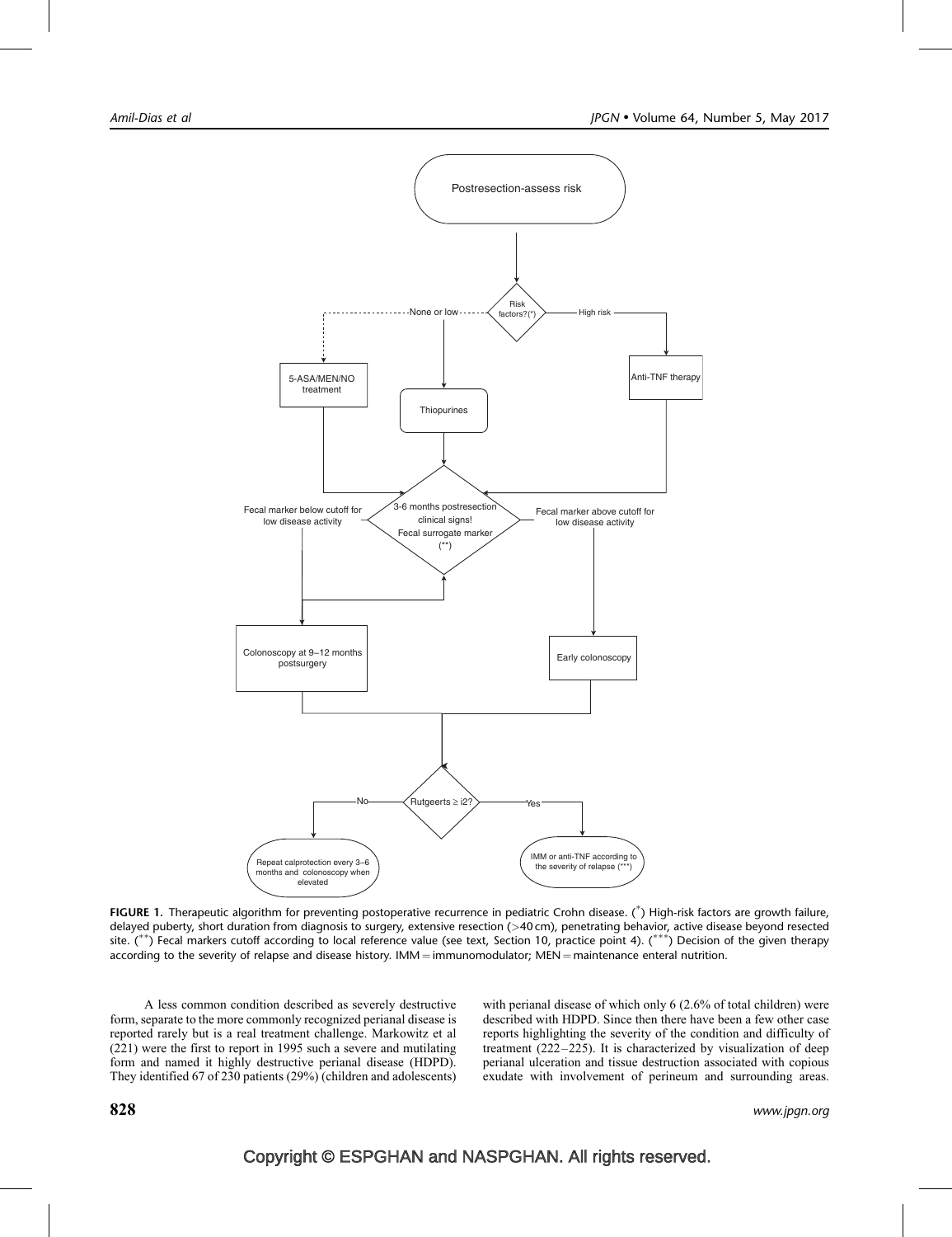FIGURE 1. Therapeutic algorithm for preventing postoperative recurrence in pediatric Crohn disease. (*) High-risk factors are growth failure, delayed puberty, short duration from diagnosis to surgery, extensive resection (>40 cm), penetrating behavior, active disease beyond resected site. (**) Fecal markers cutoff according to local reference value (see text, Section 10, practice point 4). (***) Decision of the given therapy according to the severity of relapse and disease history. IMM = immunomodulator; MEN = maintenance enteral nutrition.

A less common condition described as severely destructive form, separate to the more commonly recognized perianal disease is reported rarely but is a real treatment challenge. Markowitz et al (221) were the first to report in 1995 such a severe and mutilating form and named it highly destructive perianal disease (HDPD). They identified 67 of 230 patients (29%) (children and adolescents) with perianal disease of which only 6 (2.6% of total children) were described with HDPD. Since then there have been a few other case reports highlighting the severity of the condition and difficulty of treatment (222–225). It is characterized by visualization of deep perianal ulceration and tissue destruction associated with copious exudate with involvement of perineum and surrounding areas.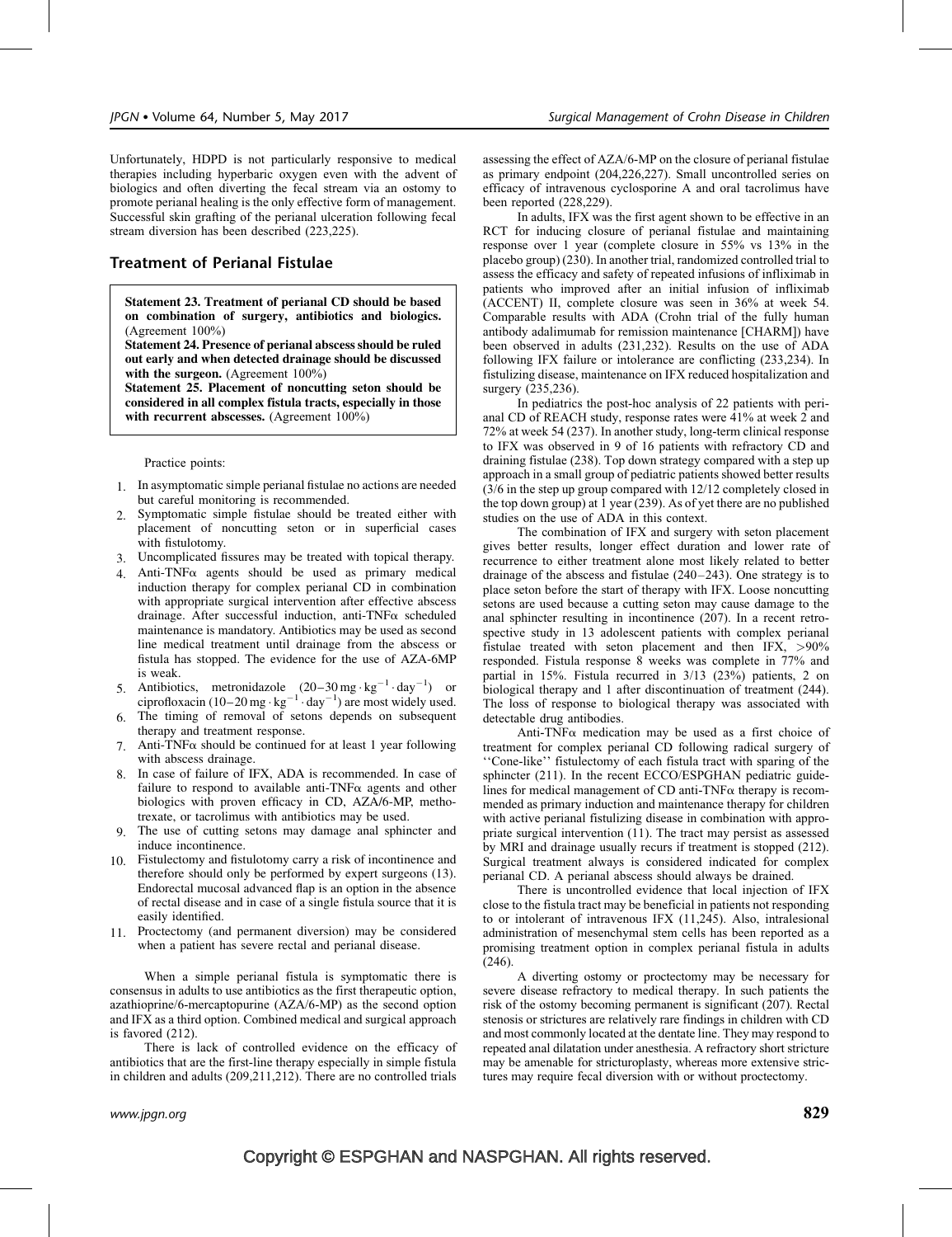Unfortunately, HDPD is not particularly responsive to medical therapies including hyperbaric oxygen even with the advent of biologics and often diverting the fecal stream via an ostomy to promote perianal healing is the only effective form of management. Successful skin grafting of the perianal ulceration following fecal stream diversion has been described (223,225).

## Treatment of Perianal Fistulae

**Statement 23. Treatment of perianal CD should be based on combination of surgery, antibiotics and biologics.** (Agreement 100%)

**Statement 24. Presence of perianal abscess should be ruled out early and when detected drainage should be discussed with the surgeon.** (Agreement 100%)

**Statement 25. Placement of noncutting seton should be considered in all complex fistula tracts, especially in those with recurrent abscesses.** (Agreement 100%)

Practice points:

1. In asymptomatic simple perianal fistulae no actions are needed but careful monitoring is recommended.
2. Symptomatic simple fistulae should be treated either with placement of noncutting seton or in superficial cases with fistulotomy.
3. Uncomplicated fissures may be treated with topical therapy.
4. Anti-TNF$\alpha$ agents should be used as primary medical induction therapy for complex perianal CD in combination with appropriate surgical intervention after effective abscess drainage. After successful induction, anti-TNF$\alpha$ scheduled maintenance is mandatory. Antibiotics may be used as second line medical treatment until drainage from the abscess or fistula has stopped. The evidence for the use of AZA-6MP is weak.
5. Antibiotics, metronidazole ($20–30\,\mathrm{mg \cdot kg^{-1} \cdot day^{-1}}$) or ciprofloxacin ($10–20\,\mathrm{mg \cdot kg^{-1} \cdot day^{-1}}$) are most widely used.
6. The timing of removal of setons depends on subsequent therapy and treatment response.
7. Anti-TNF$\alpha$ should be continued for at least 1 year following with abscess drainage.
8. In case of failure of IFX, ADA is recommended. In case of failure to respond to available anti-TNF$\alpha$ agents and other biologics with proven efficacy in CD, AZA/6-MP, methotrexate, or tacrolimus with antibiotics may be used.
9. The use of cutting setons may damage anal sphincter and induce incontinence.
10. Fistulectomy and fistulotomy carry a risk of incontinence and therefore should only be performed by expert surgeons (13). Endorectal mucosal advanced flap is an option in the absence of rectal disease and in case of a single fistula source that it is easily identified.
11. Proctectomy (and permanent diversion) may be considered when a patient has severe rectal and perianal disease.

When a simple perianal fistula is symptomatic there is consensus in adults to use antibiotics as the first therapeutic option, azathioprine/6-mercaptopurine (AZA/6-MP) as the second option and IFX as a third option. Combined medical and surgical approach is favored (212).

There is lack of controlled evidence on the efficacy of antibiotics that are the first-line therapy especially in simple fistula in children and adults (209,211,212). There are no controlled trials assessing the effect of AZA/6-MP on the closure of perianal fistulae as primary endpoint (204,226,227). Small uncontrolled series on efficacy of intravenous cyclosporine A and oral tacrolimus have been reported (228,229).

In adults, IFX was the first agent shown to be effective in an RCT for inducing closure of perianal fistulae and maintaining response over 1 year (complete closure in 55% vs 13% in the placebo group) (230). In another trial, randomized controlled trial to assess the efficacy and safety of repeated infusions of infliximab in patients who improved after an initial infusion of infliximab (ACCENT) II, complete closure was seen in 36% at week 54. Comparable results with ADA (Crohn trial of the fully human antibody adalimumab for remission maintenance [CHARM]) have been observed in adults (231,232). Results on the use of ADA following IFX failure or intolerance are conflicting (233,234). In fistulizing disease, maintenance on IFX reduced hospitalization and surgery (235,236).

In pediatrics the post-hoc analysis of 22 patients with perianal CD of REACH study, response rates were 41% at week 2 and 72% at week 54 (237). In another study, long-term clinical response to IFX was observed in 9 of 16 patients with refractory CD and draining fistulae (238). Top down strategy compared with a step up approach in a small group of pediatric patients showed better results (3/6 in the step up group compared with 12/12 completely closed in the top down group) at 1 year (239). As of yet there are no published studies on the use of ADA in this context.

The combination of IFX and surgery with seton placement gives better results, longer effect duration and lower rate of recurrence to either treatment alone most likely related to better drainage of the abscess and fistulae (240–243). One strategy is to place seton before the start of therapy with IFX. Loose noncutting setons are used because a cutting seton may cause damage to the anal sphincter resulting in incontinence (207). In a recent retrospective study in 13 adolescent patients with complex perianal fistulae treated with seton placement and then IFX, >90% responded. Fistula response 8 weeks was complete in 77% and partial in 15%. Fistula recurred in 3/13 (23%) patients, 2 on biological therapy and 1 after discontinuation of treatment (244). The loss of response to biological therapy was associated with detectable drug antibodies.

Anti-TNF$\alpha$ medication may be used as a first choice of treatment for complex perianal CD following radical surgery of ''Cone-like'' fistulectomy of each fistula tract with sparing of the sphincter (211). In the recent ECCO/ESPGHAN pediatric guidelines for medical management of CD anti-TNF$\alpha$ therapy is recommended as primary induction and maintenance therapy for children with active perianal fistulizing disease in combination with appropriate surgical intervention (11). The tract may persist as assessed by MRI and drainage usually recurs if treatment is stopped (212). Surgical treatment always is considered indicated for complex perianal CD. A perianal abscess should always be drained.

There is uncontrolled evidence that local injection of IFX close to the fistula tract may be beneficial in patients not responding to or intolerant of intravenous IFX (11,245). Also, intralesional administration of mesenchymal stem cells has been reported as a promising treatment option in complex perianal fistula in adults (246).

A diverting ostomy or proctectomy may be necessary for severe disease refractory to medical therapy. In such patients the risk of the ostomy becoming permanent is significant (207). Rectal stenosis or strictures are relatively rare findings in children with CD and most commonly located at the dentate line. They may respond to repeated anal dilatation under anesthesia. A refractory short stricture may be amenable for stricturoplasty, whereas more extensive strictures may require fecal diversion with or without proctectomy.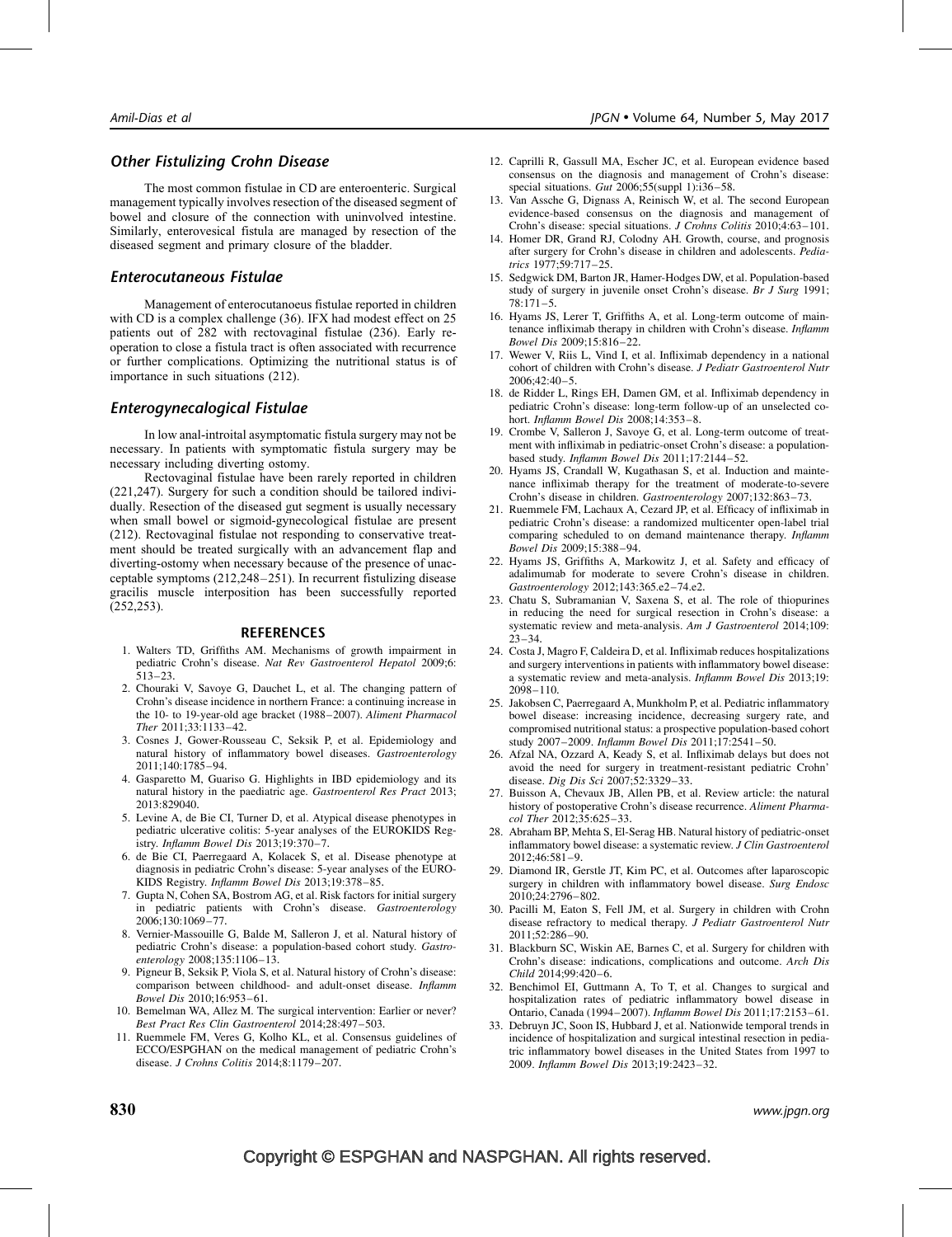### Other Fistulizing Crohn Disease

The most common fistulae in CD are enteroenteric. Surgical management typically involves resection of the diseased segment of bowel and closure of the connection with uninvolved intestine. Similarly, enterovesical fistula are managed by resection of the diseased segment and primary closure of the bladder.

### Enterocutaneous Fistulae

Management of enterocutanoeus fistulae reported in children with CD is a complex challenge (36). IFX had modest effect on 25 patients out of 282 with rectovaginal fistulae (236). Early re-operation to close a fistula tract is often associated with recurrence or further complications. Optimizing the nutritional status is of importance in such situations (212).

### Enterogynecalogical Fistulae

In low anal-introital asymptomatic fistula surgery may not be necessary. In patients with symptomatic fistula surgery may be necessary including diverting ostomy.

Rectovaginal fistulae have been rarely reported in children (221,247). Surgery for such a condition should be tailored individually. Resection of the diseased gut segment is usually necessary when small bowel or sigmoid-gynecological fistulae are present (212). Rectovaginal fistulae not responding to conservative treatment should be treated surgically with an advancement flap and diverting-ostomy when necessary because of the presence of unacceptable symptoms (212,248–251). In recurrent fistulizing disease gracilis muscle interposition has been successfully reported (252,253).

## REFERENCES

1. Walters TD, Griffiths AM. Mechanisms of growth impairment in pediatric Crohn's disease. *Nat Rev Gastroenterol Hepatol* 2009;6: 513–23.
2. Chouraki V, Savoye G, Dauchet L, et al. The changing pattern of Crohn's disease incidence in northern France: a continuing increase in the 10- to 19-year-old age bracket (1988–2007). *Aliment Pharmacol Ther* 2011;33:1133–42.
3. Cosnes J, Gower-Rousseau C, Seksik P, et al. Epidemiology and natural history of inflammatory bowel diseases. *Gastroenterology* 2011;140:1785–94.
4. Gasparetto M, Guariso G. Highlights in IBD epidemiology and its natural history in the paediatric age. *Gastroenterol Res Pract* 2013; 2013:829040.
5. Levine A, de Bie CI, Turner D, et al. Atypical disease phenotypes in pediatric ulcerative colitis: 5-year analyses of the EUROKIDS Registry. *Inflamm Bowel Dis* 2013;19:370–7.
6. de Bie CI, Paerregaard A, Kolacek S, et al. Disease phenotype at diagnosis in pediatric Crohn's disease: 5-year analyses of the EUROKIDS Registry. *Inflamm Bowel Dis* 2013;19:378–85.
7. Gupta N, Cohen SA, Bostrom AG, et al. Risk factors for initial surgery in pediatric patients with Crohn's disease. *Gastroenterology* 2006;130:1069–77.
8. Vernier-Massouille G, Balde M, Salleron J, et al. Natural history of pediatric Crohn's disease: a population-based cohort study. *Gastroenterology* 2008;135:1106–13.
9. Pigneur B, Seksik P, Viola S, et al. Natural history of Crohn's disease: comparison between childhood- and adult-onset disease. *Inflamm Bowel Dis* 2010;16:953–61.
10. Bemelman WA, Allez M. The surgical intervention: Earlier or never? *Best Pract Res Clin Gastroenterol* 2014;28:497–503.
11. Ruemmele FM, Veres G, Kolho KL, et al. Consensus guidelines of ECCO/ESPGHAN on the medical management of pediatric Crohn's disease. *J Crohns Colitis* 2014;8:1179–207.
12. Caprilli R, Gassull MA, Escher JC, et al. European evidence based consensus on the diagnosis and management of Crohn's disease: special situations. *Gut* 2006;55(suppl 1):i36–58.
13. Van Assche G, Dignass A, Reinisch W, et al. The second European evidence-based consensus on the diagnosis and management of Crohn's disease: special situations. *J Crohns Colitis* 2010;4:63–101.
14. Homer DR, Grand RJ, Colodny AH. Growth, course, and prognosis after surgery for Crohn's disease in children and adolescents. *Pediatrics* 1977;59:717–25.
15. Sedgwick DM, Barton JR, Hamer-Hodges DW, et al. Population-based study of surgery in juvenile onset Crohn's disease. *Br J Surg* 1991; 78:171–5.
16. Hyams JS, Lerer T, Griffiths A, et al. Long-term outcome of maintenance infliximab therapy in children with Crohn's disease. *Inflamm Bowel Dis* 2009;15:816–22.
17. Wewer V, Riis L, Vind I, et al. Infliximab dependency in a national cohort of children with Crohn's disease. *J Pediatr Gastroenterol Nutr* 2006;42:40–5.
18. de Ridder L, Rings EH, Damen GM, et al. Infliximab dependency in pediatric Crohn's disease: long-term follow-up of an unselected cohort. *Inflamm Bowel Dis* 2008;14:353–8.
19. Crombe V, Salleron J, Savoye G, et al. Long-term outcome of treatment with infliximab in pediatric-onset Crohn's disease: a population-based study. *Inflamm Bowel Dis* 2011;17:2144–52.
20. Hyams JS, Crandall W, Kugathasan S, et al. Induction and maintenance infliximab therapy for the treatment of moderate-to-severe Crohn's disease in children. *Gastroenterology* 2007;132:863–73.
21. Ruemmele FM, Lachaux A, Cezard JP, et al. Efficacy of infliximab in pediatric Crohn's disease: a randomized multicenter open-label trial comparing scheduled to on demand maintenance therapy. *Inflamm Bowel Dis* 2009;15:388–94.
22. Hyams JS, Griffiths A, Markowitz J, et al. Safety and efficacy of adalimumab for moderate to severe Crohn's disease in children. *Gastroenterology* 2012;143:365.e2–74.e2.
23. Chatu S, Subramanian V, Saxena S, et al. The role of thiopurines in reducing the need for surgical resection in Crohn's disease: a systematic review and meta-analysis. *Am J Gastroenterol* 2014;109: 23–34.
24. Costa J, Magro F, Caldeira D, et al. Infliximab reduces hospitalizations and surgery interventions in patients with inflammatory bowel disease: a systematic review and meta-analysis. *Inflamm Bowel Dis* 2013;19: 2098–110.
25. Jakobsen C, Paerregaard A, Munkholm P, et al. Pediatric inflammatory bowel disease: increasing incidence, decreasing surgery rate, and compromised nutritional status: a prospective population-based cohort study 2007–2009. *Inflamm Bowel Dis* 2011;17:2541–50.
26. Afzal NA, Ozzard A, Keady S, et al. Infliximab delays but does not avoid the need for surgery in treatment-resistant pediatric Crohn' disease. *Dig Dis Sci* 2007;52:3329–33.
27. Buisson A, Chevaux JB, Allen PB, et al. Review article: the natural history of postoperative Crohn's disease recurrence. *Aliment Pharmacol Ther* 2012;35:625–33.
28. Abraham BP, Mehta S, El-Serag HB. Natural history of pediatric-onset inflammatory bowel disease: a systematic review. *J Clin Gastroenterol* 2012;46:581–9.
29. Diamond IR, Gerstle JT, Kim PC, et al. Outcomes after laparoscopic surgery in children with inflammatory bowel disease. *Surg Endosc* 2010;24:2796–802.
30. Pacilli M, Eaton S, Fell JM, et al. Surgery in children with Crohn disease refractory to medical therapy. *J Pediatr Gastroenterol Nutr* 2011;52:286–90.
31. Blackburn SC, Wiskin AE, Barnes C, et al. Surgery for children with Crohn's disease: indications, complications and outcome. *Arch Dis Child* 2014;99:420–6.
32. Benchimol EI, Guttmann A, To T, et al. Changes to surgical and hospitalization rates of pediatric inflammatory bowel disease in Ontario, Canada (1994–2007). *Inflamm Bowel Dis* 2011;17:2153–61.
33. Debruyn JC, Soon IS, Hubbard J, et al. Nationwide temporal trends in incidence of hospitalization and surgical intestinal resection in pediatric inflammatory bowel diseases in the United States from 1997 to 2009. *Inflamm Bowel Dis* 2013;19:2423–32.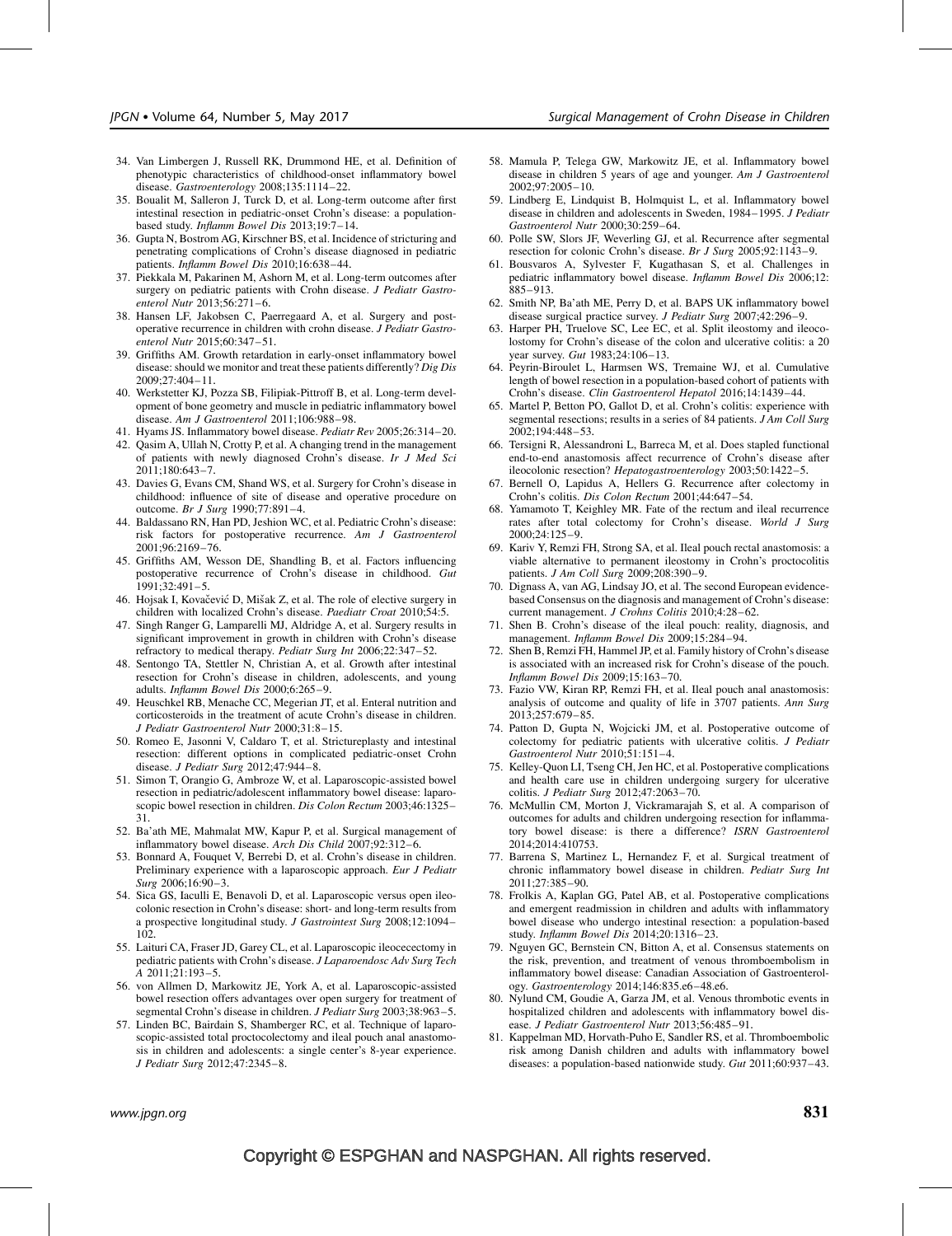34. Van Limbergen J, Russell RK, Drummond HE, et al. Definition of phenotypic characteristics of childhood-onset inflammatory bowel disease. *Gastroenterology* 2008;135:1114–22.
35. Boualit M, Salleron J, Turck D, et al. Long-term outcome after first intestinal resection in pediatric-onset Crohn's disease: a population-based study. *Inflamm Bowel Dis* 2013;19:7–14.
36. Gupta N, Bostrom AG, Kirschner BS, et al. Incidence of stricturing and penetrating complications of Crohn's disease diagnosed in pediatric patients. *Inflamm Bowel Dis* 2010;16:638–44.
37. Piekkala M, Pakarinen M, Ashorn M, et al. Long-term outcomes after surgery on pediatric patients with Crohn disease. *J Pediatr Gastroenterol Nutr* 2013;56:271–6.
38. Hansen LF, Jakobsen C, Paerregaard A, et al. Surgery and postoperative recurrence in children with crohn disease. *J Pediatr Gastroenterol Nutr* 2015;60:347–51.
39. Griffiths AM. Growth retardation in early-onset inflammatory bowel disease: should we monitor and treat these patients differently? *Dig Dis* 2009;27:404–11.
40. Werkstetter KJ, Pozza SB, Filipiak-Pittroff B, et al. Long-term development of bone geometry and muscle in pediatric inflammatory bowel disease. *Am J Gastroenterol* 2011;106:988–98.
41. Hyams JS. Inflammatory bowel disease. *Pediatr Rev* 2005;26:314–20.
42. Qasim A, Ullah N, Crotty P, et al. A changing trend in the management of patients with newly diagnosed Crohn's disease. *Ir J Med Sci* 2011;180:643–7.
43. Davies G, Evans CM, Shand WS, et al. Surgery for Crohn's disease in childhood: influence of site of disease and operative procedure on outcome. *Br J Surg* 1990;77:891–4.
44. Baldassano RN, Han PD, Jeshion WC, et al. Pediatric Crohn's disease: risk factors for postoperative recurrence. *Am J Gastroenterol* 2001;96:2169–76.
45. Griffiths AM, Wesson DE, Shandling B, et al. Factors influencing postoperative recurrence of Crohn's disease in childhood. *Gut* 1991;32:491–5.
46. Hojsak I, Kovačević D, Mišak Z, et al. The role of elective surgery in children with localized Crohn's disease. *Paediatr Croat* 2010;54:5.
47. Singh Ranger G, Lamparelli MJ, Aldridge A, et al. Surgery results in significant improvement in growth in children with Crohn's disease refractory to medical therapy. *Pediatr Surg Int* 2006;22:347–52.
48. Sentongo TA, Stettler N, Christian A, et al. Growth after intestinal resection for Crohn's disease in children, adolescents, and young adults. *Inflamm Bowel Dis* 2000;6:265–9.
49. Heuschkel RB, Menache CC, Megerian JT, et al. Enteral nutrition and corticosteroids in the treatment of acute Crohn's disease in children. *J Pediatr Gastroenterol Nutr* 2000;31:8–15.
50. Romeo E, Jasonni V, Caldaro T, et al. Strictureplasty and intestinal resection: different options in complicated pediatric-onset Crohn disease. *J Pediatr Surg* 2012;47:944–8.
51. Simon T, Orangio G, Ambroze W, et al. Laparoscopic-assisted bowel resection in pediatric/adolescent inflammatory bowel disease: laparoscopic bowel resection in children. *Dis Colon Rectum* 2003;46:1325–31.
52. Ba'ath ME, Mahmalat MW, Kapur P, et al. Surgical management of inflammatory bowel disease. *Arch Dis Child* 2007;92:312–6.
53. Bonnard A, Fouquet V, Berrebi D, et al. Crohn's disease in children. Preliminary experience with a laparoscopic approach. *Eur J Pediatr Surg* 2006;16:90–3.
54. Sica GS, Iaculli E, Benavoli D, et al. Laparoscopic versus open ileo-colonic resection in Crohn's disease: short- and long-term results from a prospective longitudinal study. *J Gastrointest Surg* 2008;12:1094–102.
55. Laituri CA, Fraser JD, Garey CL, et al. Laparoscopic ileocecectomy in pediatric patients with Crohn's disease. *J Laparoendosc Adv Surg Tech A* 2011;21:193–5.
56. von Allmen D, Markowitz JE, York A, et al. Laparoscopic-assisted bowel resection offers advantages over open surgery for treatment of segmental Crohn's disease in children. *J Pediatr Surg* 2003;38:963–5.
57. Linden BC, Bairdain S, Shamberger RC, et al. Technique of laparoscopic-assisted total proctocolectomy and ileal pouch anal anastomosis in children and adolescents: a single center's 8-year experience. *J Pediatr Surg* 2012;47:2345–8.
58. Mamula P, Telega GW, Markowitz JE, et al. Inflammatory bowel disease in children 5 years of age and younger. *Am J Gastroenterol* 2002;97:2005–10.
59. Lindberg E, Lindquist B, Holmquist L, et al. Inflammatory bowel disease in children and adolescents in Sweden, 1984–1995. *J Pediatr Gastroenterol Nutr* 2000;30:259–64.
60. Polle SW, Slors JF, Weverling GJ, et al. Recurrence after segmental resection for colonic Crohn's disease. *Br J Surg* 2005;92:1143–9.
61. Bousvaros A, Sylvester F, Kugathasan S, et al. Challenges in pediatric inflammatory bowel disease. *Inflamm Bowel Dis* 2006;12:885–913.
62. Smith NP, Ba'ath ME, Perry D, et al. BAPS UK inflammatory bowel disease surgical practice survey. *J Pediatr Surg* 2007;42:296–9.
63. Harper PH, Truelove SC, Lee EC, et al. Split ileostomy and ileocolostomy for Crohn's disease of the colon and ulcerative colitis: a 20 year survey. *Gut* 1983;24:106–13.
64. Peyrin-Biroulet L, Harmsen WS, Tremaine WJ, et al. Cumulative length of bowel resection in a population-based cohort of patients with Crohn's disease. *Clin Gastroenterol Hepatol* 2016;14:1439–44.
65. Martel P, Betton PO, Gallot D, et al. Crohn's colitis: experience with segmental resections; results in a series of 84 patients. *J Am Coll Surg* 2002;194:448–53.
66. Tersigni R, Alessandroni L, Barreca M, et al. Does stapled functional end-to-end anastomosis affect recurrence of Crohn's disease after ileocolonic resection? *Hepatogastroenterology* 2003;50:1422–5.
67. Bernell O, Lapidus A, Hellers G. Recurrence after colectomy in Crohn's colitis. *Dis Colon Rectum* 2001;44:647–54.
68. Yamamoto T, Keighley MR. Fate of the rectum and ileal recurrence rates after total colectomy for Crohn's disease. *World J Surg* 2000;24:125–9.
69. Kariv Y, Remzi FH, Strong SA, et al. Ileal pouch rectal anastomosis: a viable alternative to permanent ileostomy in Crohn's proctocolitis patients. *J Am Coll Surg* 2009;208:390–9.
70. Dignass A, van AG, Lindsay JO, et al. The second European evidence-based Consensus on the diagnosis and management of Crohn's disease: current management. *J Crohns Colitis* 2010;4:28–62.
71. Shen B. Crohn's disease of the ileal pouch: reality, diagnosis, and management. *Inflamm Bowel Dis* 2009;15:284–94.
72. Shen B, Remzi FH, Hammel JP, et al. Family history of Crohn's disease is associated with an increased risk for Crohn's disease of the pouch. *Inflamm Bowel Dis* 2009;15:163–70.
73. Fazio VW, Kiran RP, Remzi FH, et al. Ileal pouch anal anastomosis: analysis of outcome and quality of life in 3707 patients. *Ann Surg* 2013;257:679–85.
74. Patton D, Gupta N, Wojcicki JM, et al. Postoperative outcome of colectomy for pediatric patients with ulcerative colitis. *J Pediatr Gastroenterol Nutr* 2010;51:151–4.
75. Kelley-Quon LI, Tseng CH, Jen HC, et al. Postoperative complications and health care use in children undergoing surgery for ulcerative colitis. *J Pediatr Surg* 2012;47:2063–70.
76. McMullin CM, Morton J, Vickramarajah S, et al. A comparison of outcomes for adults and children undergoing resection for inflammatory bowel disease: is there a difference? *ISRN Gastroenterol* 2014;2014:410753.
77. Barrena S, Martinez L, Hernandez F, et al. Surgical treatment of chronic inflammatory bowel disease in children. *Pediatr Surg Int* 2011;27:385–90.
78. Frolkis A, Kaplan GG, Patel AB, et al. Postoperative complications and emergent readmission in children and adults with inflammatory bowel disease who undergo intestinal resection: a population-based study. *Inflamm Bowel Dis* 2014;20:1316–23.
79. Nguyen GC, Bernstein CN, Bitton A, et al. Consensus statements on the risk, prevention, and treatment of venous thromboembolism in inflammatory bowel disease: Canadian Association of Gastroenterology. *Gastroenterology* 2014;146:835.e6–48.e6.
80. Nylund CM, Goudie A, Garza JM, et al. Venous thrombotic events in hospitalized children and adolescents with inflammatory bowel disease. *J Pediatr Gastroenterol Nutr* 2013;56:485–91.
81. Kappelman MD, Horvath-Puho E, Sandler RS, et al. Thromboembolic risk among Danish children and adults with inflammatory bowel diseases: a population-based nationwide study. *Gut* 2011;60:937–43.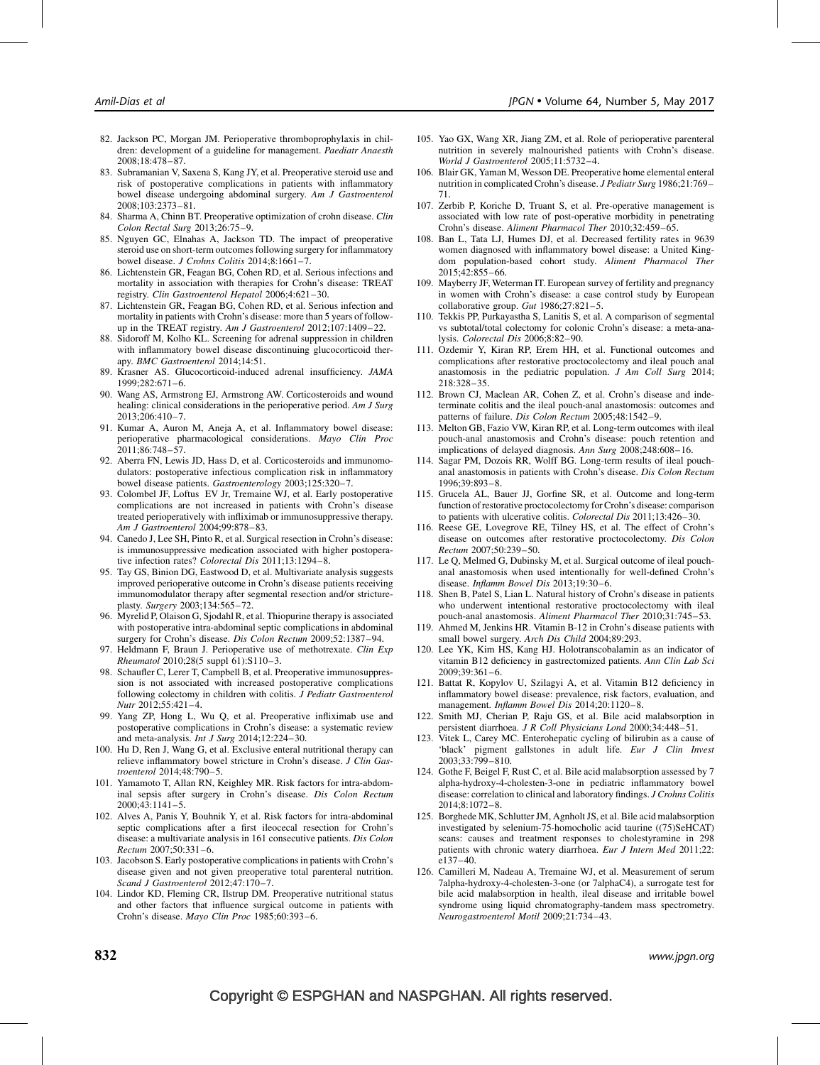82. Jackson PC, Morgan JM. Perioperative thromboprophylaxis in children: development of a guideline for management. *Paediatr Anaesth* 2008;18:478–87.
83. Subramanian V, Saxena S, Kang JY, et al. Preoperative steroid use and risk of postoperative complications in patients with inflammatory bowel disease undergoing abdominal surgery. *Am J Gastroenterol* 2008;103:2373–81.
84. Sharma A, Chinn BT. Preoperative optimization of crohn disease. *Clin Colon Rectal Surg* 2013;26:75–9.
85. Nguyen GC, Elnahas A, Jackson TD. The impact of preoperative steroid use on short-term outcomes following surgery for inflammatory bowel disease. *J Crohns Colitis* 2014;8:1661–7.
86. Lichtenstein GR, Feagan BG, Cohen RD, et al. Serious infections and mortality in association with therapies for Crohn's disease: TREAT registry. *Clin Gastroenterol Hepatol* 2006;4:621–30.
87. Lichtenstein GR, Feagan BG, Cohen RD, et al. Serious infection and mortality in patients with Crohn's disease: more than 5 years of follow-up in the TREAT registry. *Am J Gastroenterol* 2012;107:1409–22.
88. Sidoroff M, Kolho KL. Screening for adrenal suppression in children with inflammatory bowel disease discontinuing glucocorticoid therapy. *BMC Gastroenterol* 2014;14:51.
89. Krasner AS. Glucocorticoid-induced adrenal insufficiency. *JAMA* 1999;282:671–6.
90. Wang AS, Armstrong EJ, Armstrong AW. Corticosteroids and wound healing: clinical considerations in the perioperative period. *Am J Surg* 2013;206:410–7.
91. Kumar A, Auron M, Aneja A, et al. Inflammatory bowel disease: perioperative pharmacological considerations. *Mayo Clin Proc* 2011;86:748–57.
92. Aberra FN, Lewis JD, Hass D, et al. Corticosteroids and immunomodulators: postoperative infectious complication risk in inflammatory bowel disease patients. *Gastroenterology* 2003;125:320–7.
93. Colombel JF, Loftus EV Jr, Tremaine WJ, et al. Early postoperative complications are not increased in patients with Crohn's disease treated perioperatively with infliximab or immunosuppressive therapy. *Am J Gastroenterol* 2004;99:878–83.
94. Canedo J, Lee SH, Pinto R, et al. Surgical resection in Crohn's disease: is immunosuppressive medication associated with higher postoperative infection rates? *Colorectal Dis* 2011;13:1294–8.
95. Tay GS, Binion DG, Eastwood D, et al. Multivariate analysis suggests improved perioperative outcome in Crohn's disease patients receiving immunomodulator therapy after segmental resection and/or strictureplasty. *Surgery* 2003;134:565–72.
96. Myrelid P, Olaison G, Sjodahl R, et al. Thiopurine therapy is associated with postoperative intra-abdominal septic complications in abdominal surgery for Crohn's disease. *Dis Colon Rectum* 2009;52:1387–94.
97. Heldmann F, Braun J. Perioperative use of methotrexate. *Clin Exp Rheumatol* 2010;28(5 suppl 61):S110–3.
98. Schaufler C, Lerer T, Campbell B, et al. Preoperative immunosuppression is not associated with increased postoperative complications following colectomy in children with colitis. *J Pediatr Gastroenterol Nutr* 2012;55:421–4.
99. Yang ZP, Hong L, Wu Q, et al. Preoperative infliximab use and postoperative complications in Crohn's disease: a systematic review and meta-analysis. *Int J Surg* 2014;12:224–30.
100. Hu D, Ren J, Wang G, et al. Exclusive enteral nutritional therapy can relieve inflammatory bowel stricture in Crohn's disease. *J Clin Gastroenterol* 2014;48:790–5.
101. Yamamoto T, Allan RN, Keighley MR. Risk factors for intra-abdominal sepsis after surgery in Crohn's disease. *Dis Colon Rectum* 2000;43:1141–5.
102. Alves A, Panis Y, Bouhnik Y, et al. Risk factors for intra-abdominal septic complications after a first ileocecal resection for Crohn's disease: a multivariate analysis in 161 consecutive patients. *Dis Colon Rectum* 2007;50:331–6.
103. Jacobson S. Early postoperative complications in patients with Crohn's disease given and not given preoperative total parenteral nutrition. *Scand J Gastroenterol* 2012;47:170–7.
104. Lindor KD, Fleming CR, Ilstrup DM. Preoperative nutritional status and other factors that influence surgical outcome in patients with Crohn's disease. *Mayo Clin Proc* 1985;60:393–6.
105. Yao GX, Wang XR, Jiang ZM, et al. Role of perioperative parenteral nutrition in severely malnourished patients with Crohn's disease. *World J Gastroenterol* 2005;11:5732–4.
106. Blair GK, Yaman M, Wesson DE. Preoperative home elemental enteral nutrition in complicated Crohn's disease. *J Pediatr Surg* 1986;21:769–71.
107. Zerbib P, Koriche D, Truant S, et al. Pre-operative management is associated with low rate of post-operative morbidity in penetrating Crohn's disease. *Aliment Pharmacol Ther* 2010;32:459–65.
108. Ban L, Tata LJ, Humes DJ, et al. Decreased fertility rates in 9639 women diagnosed with inflammatory bowel disease: a United Kingdom population-based cohort study. *Aliment Pharmacol Ther* 2015;42:855–66.
109. Mayberry JF, Weterman IT. European survey of fertility and pregnancy in women with Crohn's disease: a case control study by European collaborative group. *Gut* 1986;27:821–5.
110. Tekkis PP, Purkayastha S, Lanitis S, et al. A comparison of segmental vs subtotal/total colectomy for colonic Crohn's disease: a meta-analysis. *Colorectal Dis* 2006;8:82–90.
111. Ozdemir Y, Kiran RP, Erem HH, et al. Functional outcomes and complications after restorative proctocolectomy and ileal pouch anal anastomosis in the pediatric population. *J Am Coll Surg* 2014; 218:328–35.
112. Brown CJ, Maclean AR, Cohen Z, et al. Crohn's disease and indeterminate colitis and the ileal pouch-anal anastomosis: outcomes and patterns of failure. *Dis Colon Rectum* 2005;48:1542–9.
113. Melton GB, Fazio VW, Kiran RP, et al. Long-term outcomes with ileal pouch-anal anastomosis and Crohn's disease: pouch retention and implications of delayed diagnosis. *Ann Surg* 2008;248:608–16.
114. Sagar PM, Dozois RR, Wolff BG. Long-term results of ileal pouch-anal anastomosis in patients with Crohn's disease. *Dis Colon Rectum* 1996;39:893–8.
115. Grucela AL, Bauer JJ, Gorfine SR, et al. Outcome and long-term function of restorative proctocolectomy for Crohn's disease: comparison to patients with ulcerative colitis. *Colorectal Dis* 2011;13:426–30.
116. Reese GE, Lovegrove RE, Tilney HS, et al. The effect of Crohn's disease on outcomes after restorative proctocolectomy. *Dis Colon Rectum* 2007;50:239–50.
117. Le Q, Melmed G, Dubinsky M, et al. Surgical outcome of ileal pouch-anal anastomosis when used intentionally for well-defined Crohn's disease. *Inflamm Bowel Dis* 2013;19:30–6.
118. Shen B, Patel S, Lian L. Natural history of Crohn's disease in patients who underwent intentional restorative proctocolectomy with ileal pouch-anal anastomosis. *Aliment Pharmacol Ther* 2010;31:745–53.
119. Ahmed M, Jenkins HR. Vitamin B-12 in Crohn's disease patients with small bowel surgery. *Arch Dis Child* 2004;89:293.
120. Lee YK, Kim HS, Kang HJ. Holotranscobalamin as an indicator of vitamin B12 deficiency in gastrectomized patients. *Ann Clin Lab Sci* 2009;39:361–6.
121. Battat R, Kopylov U, Szilagyi A, et al. Vitamin B12 deficiency in inflammatory bowel disease: prevalence, risk factors, evaluation, and management. *Inflamm Bowel Dis* 2014;20:1120–8.
122. Smith MJ, Cherian P, Raju GS, et al. Bile acid malabsorption in persistent diarrhoea. *J R Coll Physicians Lond* 2000;34:448–51.
123. Vitek L, Carey MC. Enterohepatic cycling of bilirubin as a cause of 'black' pigment gallstones in adult life. *Eur J Clin Invest* 2003;33:799–810.
124. Gothe F, Beigel F, Rust C, et al. Bile acid malabsorption assessed by 7 alpha-hydroxy-4-cholesten-3-one in pediatric inflammatory bowel disease: correlation to clinical and laboratory findings. *J Crohns Colitis* 2014;8:1072–8.
125. Borghede MK, Schlutter JM, Agnholt JS, et al. Bile acid malabsorption investigated by selenium-75-homocholic acid taurine ((75)SeHCAT) scans: causes and treatment responses to cholestyramine in 298 patients with chronic watery diarrhoea. *Eur J Intern Med* 2011;22: e137–40.
126. Camilleri M, Nadeau A, Tremaine WJ, et al. Measurement of serum 7alpha-hydroxy-4-cholesten-3-one (or 7alphaC4), a surrogate test for bile acid malabsorption in health, ileal disease and irritable bowel syndrome using liquid chromatography-tandem mass spectrometry. *Neurogastroenterol Motil* 2009;21:734–43.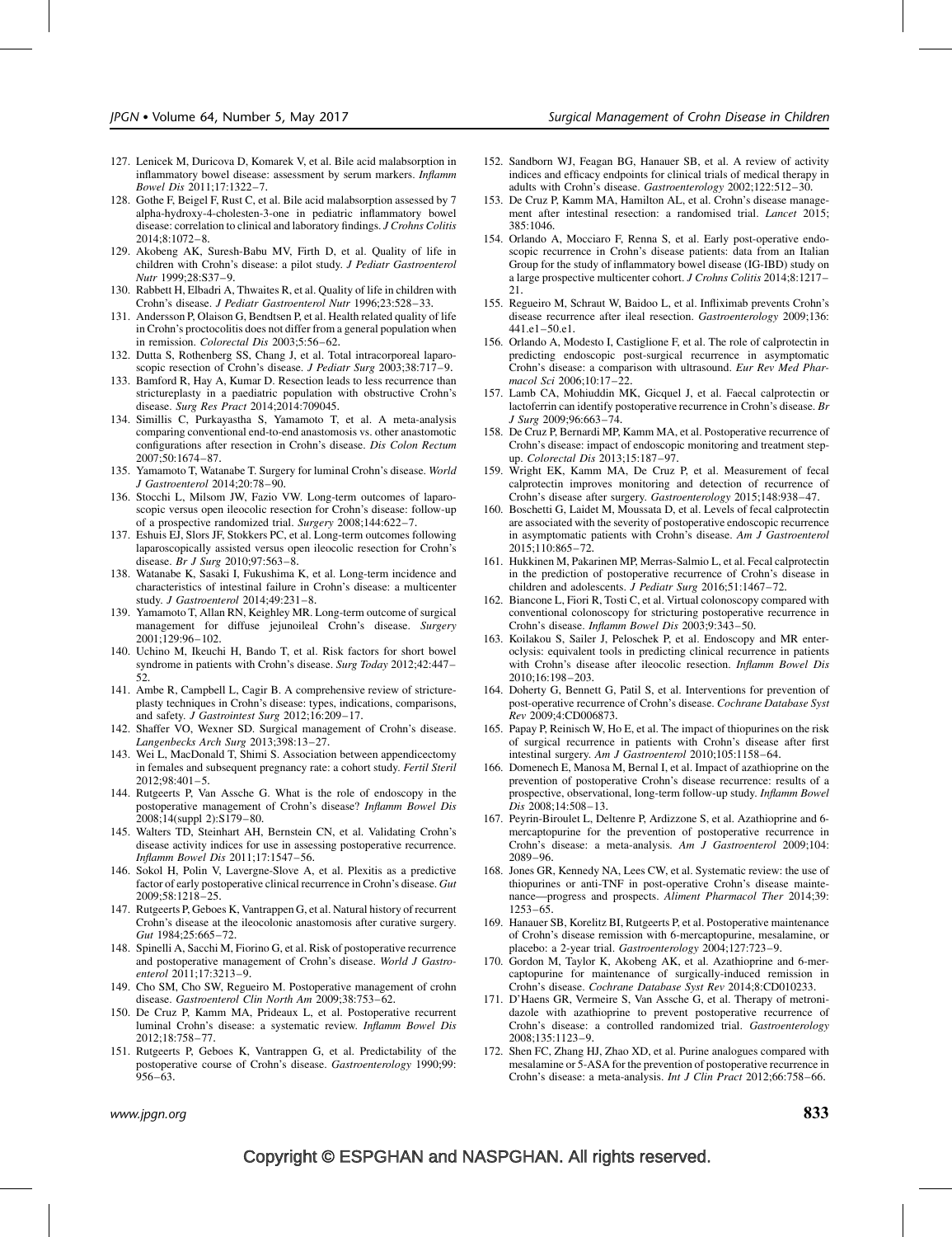127. Lenicek M, Duricova D, Komarek V, et al. Bile acid malabsorption in inflammatory bowel disease: assessment by serum markers. *Inflamm Bowel Dis* 2011;17:1322–7.
128. Gothe F, Beigel F, Rust C, et al. Bile acid malabsorption assessed by 7 alpha-hydroxy-4-cholesten-3-one in pediatric inflammatory bowel disease: correlation to clinical and laboratory findings. *J Crohns Colitis* 2014;8:1072–8.
129. Akobeng AK, Suresh-Babu MV, Firth D, et al. Quality of life in children with Crohn's disease: a pilot study. *J Pediatr Gastroenterol Nutr* 1999;28:S37–9.
130. Rabbett H, Elbadri A, Thwaites R, et al. Quality of life in children with Crohn's disease. *J Pediatr Gastroenterol Nutr* 1996;23:528–33.
131. Andersson P, Olaison G, Bendtsen P, et al. Health related quality of life in Crohn's proctocolitis does not differ from a general population when in remission. *Colorectal Dis* 2003;5:56–62.
132. Dutta S, Rothenberg SS, Chang J, et al. Total intracorporeal laparoscopic resection of Crohn's disease. *J Pediatr Surg* 2003;38:717–9.
133. Bamford R, Hay A, Kumar D. Resection leads to less recurrence than strictureplasty in a paediatric population with obstructive Crohn's disease. *Surg Res Pract* 2014;2014:709045.
134. Simillis C, Purkayastha S, Yamamoto T, et al. A meta-analysis comparing conventional end-to-end anastomosis vs. other anastomotic configurations after resection in Crohn's disease. *Dis Colon Rectum* 2007;50:1674–87.
135. Yamamoto T, Watanabe T. Surgery for luminal Crohn's disease. *World J Gastroenterol* 2014;20:78–90.
136. Stocchi L, Milsom JW, Fazio VW. Long-term outcomes of laparoscopic versus open ileocolic resection for Crohn's disease: follow-up of a prospective randomized trial. *Surgery* 2008;144:622–7.
137. Eshuis EJ, Slors JF, Stokkers PC, et al. Long-term outcomes following laparoscopically assisted versus open ileocolic resection for Crohn's disease. *Br J Surg* 2010;97:563–8.
138. Watanabe K, Sasaki I, Fukushima K, et al. Long-term incidence and characteristics of intestinal failure in Crohn's disease: a multicenter study. *J Gastroenterol* 2014;49:231–8.
139. Yamamoto T, Allan RN, Keighley MR. Long-term outcome of surgical management for diffuse jejunoileal Crohn's disease. *Surgery* 2001;129:96–102.
140. Uchino M, Ikeuchi H, Bando T, et al. Risk factors for short bowel syndrome in patients with Crohn's disease. *Surg Today* 2012;42:447–52.
141. Ambe R, Campbell L, Cagir B. A comprehensive review of strictureplasty techniques in Crohn's disease: types, indications, comparisons, and safety. *J Gastrointest Surg* 2012;16:209–17.
142. Shaffer VO, Wexner SD. Surgical management of Crohn's disease. *Langenbecks Arch Surg* 2013;398:13–27.
143. Wei L, MacDonald T, Shimi S. Association between appendicectomy in females and subsequent pregnancy rate: a cohort study. *Fertil Steril* 2012;98:401–5.
144. Rutgeerts P, Van Assche G. What is the role of endoscopy in the postoperative management of Crohn's disease? *Inflamm Bowel Dis* 2008;14(suppl 2):S179–80.
145. Walters TD, Steinhart AH, Bernstein CN, et al. Validating Crohn's disease activity indices for use in assessing postoperative recurrence. *Inflamm Bowel Dis* 2011;17:1547–56.
146. Sokol H, Polin V, Lavergne-Slove A, et al. Plexitis as a predictive factor of early postoperative clinical recurrence in Crohn's disease. *Gut* 2009;58:1218–25.
147. Rutgeerts P, Geboes K, Vantrappen G, et al. Natural history of recurrent Crohn's disease at the ileocolonic anastomosis after curative surgery. *Gut* 1984;25:665–72.
148. Spinelli A, Sacchi M, Fiorino G, et al. Risk of postoperative recurrence and postoperative management of Crohn's disease. *World J Gastroenterol* 2011;17:3213–9.
149. Cho SM, Cho SW, Regueiro M. Postoperative management of crohn disease. *Gastroenterol Clin North Am* 2009;38:753–62.
150. De Cruz P, Kamm MA, Prideaux L, et al. Postoperative recurrent luminal Crohn's disease: a systematic review. *Inflamm Bowel Dis* 2012;18:758–77.
151. Rutgeerts P, Geboes K, Vantrappen G, et al. Predictability of the postoperative course of Crohn's disease. *Gastroenterology* 1990;99:956–63.
152. Sandborn WJ, Feagan BG, Hanauer SB, et al. A review of activity indices and efficacy endpoints for clinical trials of medical therapy in adults with Crohn's disease. *Gastroenterology* 2002;122:512–30.
153. De Cruz P, Kamm MA, Hamilton AL, et al. Crohn's disease management after intestinal resection: a randomised trial. *Lancet* 2015;385:1046.
154. Orlando A, Mocciaro F, Renna S, et al. Early post-operative endoscopic recurrence in Crohn's disease patients: data from an Italian Group for the study of inflammatory bowel disease (IG-IBD) study on a large prospective multicenter cohort. *J Crohns Colitis* 2014;8:1217–21.
155. Regueiro M, Schraut W, Baidoo L, et al. Infliximab prevents Crohn's disease recurrence after ileal resection. *Gastroenterology* 2009;136:441.e1–50.e1.
156. Orlando A, Modesto I, Castiglione F, et al. The role of calprotectin in predicting endoscopic post-surgical recurrence in asymptomatic Crohn's disease: a comparison with ultrasound. *Eur Rev Med Pharmacol Sci* 2006;10:17–22.
157. Lamb CA, Mohiuddin MK, Gicquel J, et al. Faecal calprotectin or lactoferrin can identify postoperative recurrence in Crohn's disease. *Br J Surg* 2009;96:663–74.
158. De Cruz P, Bernardi MP, Kamm MA, et al. Postoperative recurrence of Crohn's disease: impact of endoscopic monitoring and treatment step-up. *Colorectal Dis* 2013;15:187–97.
159. Wright EK, Kamm MA, De Cruz P, et al. Measurement of fecal calprotectin improves monitoring and detection of recurrence of Crohn's disease after surgery. *Gastroenterology* 2015;148:938–47.
160. Boschetti G, Laidet M, Moussata D, et al. Levels of fecal calprotectin are associated with the severity of postoperative endoscopic recurrence in asymptomatic patients with Crohn's disease. *Am J Gastroenterol* 2015;110:865–72.
161. Hukkinen M, Pakarinen MP, Merras-Salmio L, et al. Fecal calprotectin in the prediction of postoperative recurrence of Crohn's disease in children and adolescents. *J Pediatr Surg* 2016;51:1467–72.
162. Biancone L, Fiori R, Tosti C, et al. Virtual colonoscopy compared with conventional colonoscopy for stricturing postoperative recurrence in Crohn's disease. *Inflamm Bowel Dis* 2003;9:343–50.
163. Koilakou S, Sailer J, Peloschek P, et al. Endoscopy and MR enteroclysis: equivalent tools in predicting clinical recurrence in patients with Crohn's disease after ileocolic resection. *Inflamm Bowel Dis* 2010;16:198–203.
164. Doherty G, Bennett G, Patil S, et al. Interventions for prevention of post-operative recurrence of Crohn's disease. *Cochrane Database Syst Rev* 2009;4:CD006873.
165. Papay P, Reinisch W, Ho E, et al. The impact of thiopurines on the risk of surgical recurrence in patients with Crohn's disease after first intestinal surgery. *Am J Gastroenterol* 2010;105:1158–64.
166. Domenech E, Manosa M, Bernal I, et al. Impact of azathioprine on the prevention of postoperative Crohn's disease recurrence: results of a prospective, observational, long-term follow-up study. *Inflamm Bowel Dis* 2008;14:508–13.
167. Peyrin-Biroulet L, Deltenre P, Ardizzone S, et al. Azathioprine and 6-mercaptopurine for the prevention of postoperative recurrence in Crohn's disease: a meta-analysis. *Am J Gastroenterol* 2009;104:2089–96.
168. Jones GR, Kennedy NA, Lees CW, et al. Systematic review: the use of thiopurines or anti-TNF in post-operative Crohn's disease maintenance—progress and prospects. *Aliment Pharmacol Ther* 2014;39:1253–65.
169. Hanauer SB, Korelitz BI, Rutgeerts P, et al. Postoperative maintenance of Crohn's disease remission with 6-mercaptopurine, mesalamine, or placebo: a 2-year trial. *Gastroenterology* 2004;127:723–9.
170. Gordon M, Taylor K, Akobeng AK, et al. Azathioprine and 6-mercaptopurine for maintenance of surgically-induced remission in Crohn's disease. *Cochrane Database Syst Rev* 2014;8:CD010233.
171. D'Haens GR, Vermeire S, Van Assche G, et al. Therapy of metronidazole with azathioprine to prevent postoperative recurrence of Crohn's disease: a controlled randomized trial. *Gastroenterology* 2008;135:1123–9.
172. Shen FC, Zhang HJ, Zhao XD, et al. Purine analogues compared with mesalamine or 5-ASA for the prevention of postoperative recurrence in Crohn's disease: a meta-analysis. *Int J Clin Pract* 2012;66:758–66.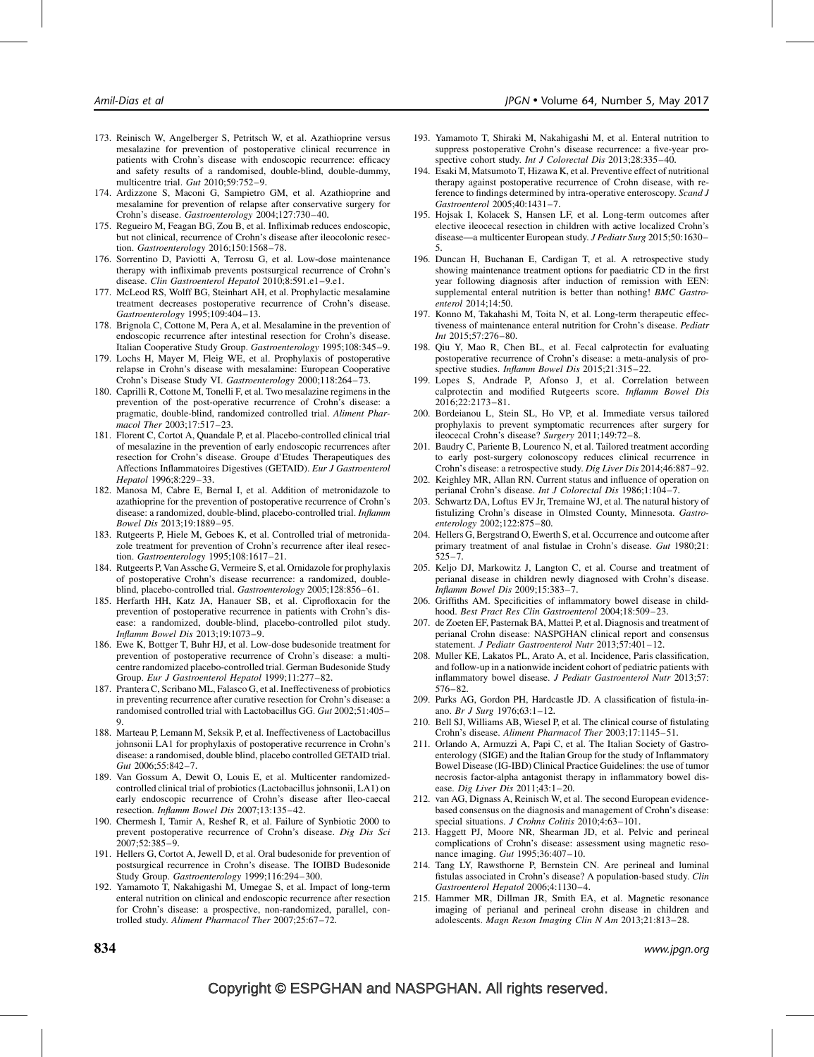173. Reinisch W, Angelberger S, Petritsch W, et al. Azathioprine versus mesalazine for prevention of postoperative clinical recurrence in patients with Crohn's disease with endoscopic recurrence: efficacy and safety results of a randomised, double-blind, double-dummy, multicentre trial. *Gut* 2010;59:752–9.
174. Ardizzone S, Maconi G, Sampietro GM, et al. Azathioprine and mesalamine for prevention of relapse after conservative surgery for Crohn's disease. *Gastroenterology* 2004;127:730–40.
175. Regueiro M, Feagan BG, Zou B, et al. Infliximab reduces endoscopic, but not clinical, recurrence of Crohn's disease after ileocolonic resection. *Gastroenterology* 2016;150:1568–78.
176. Sorrentino D, Paviotti A, Terrosu G, et al. Low-dose maintenance therapy with infliximab prevents postsurgical recurrence of Crohn's disease. *Clin Gastroenterol Hepatol* 2010;8:591.e1–9.e1.
177. McLeod RS, Wolff BG, Steinhart AH, et al. Prophylactic mesalamine treatment decreases postoperative recurrence of Crohn's disease. *Gastroenterology* 1995;109:404–13.
178. Brignola C, Cottone M, Pera A, et al. Mesalamine in the prevention of endoscopic recurrence after intestinal resection for Crohn's disease. Italian Cooperative Study Group. *Gastroenterology* 1995;108:345–9.
179. Lochs H, Mayer M, Fleig WE, et al. Prophylaxis of postoperative relapse in Crohn's disease with mesalamine: European Cooperative Crohn's Disease Study VI. *Gastroenterology* 2000;118:264–73.
180. Caprilli R, Cottone M, Tonelli F, et al. Two mesalazine regimens in the prevention of the post-operative recurrence of Crohn's disease: a pragmatic, double-blind, randomized controlled trial. *Aliment Pharmacol Ther* 2003;17:517–23.
181. Florent C, Cortot A, Quandale P, et al. Placebo-controlled clinical trial of mesalazine in the prevention of early endoscopic recurrences after resection for Crohn's disease. Groupe d'Etudes Therapeutiques des Affections Inflammatoires Digestives (GETAID). *Eur J Gastroenterol Hepatol* 1996;8:229–33.
182. Manosa M, Cabre E, Bernal I, et al. Addition of metronidazole to azathioprine for the prevention of postoperative recurrence of Crohn's disease: a randomized, double-blind, placebo-controlled trial. *Inflamm Bowel Dis* 2013;19:1889–95.
183. Rutgeerts P, Hiele M, Geboes K, et al. Controlled trial of metronidazole treatment for prevention of Crohn's recurrence after ileal resection. *Gastroenterology* 1995;108:1617–21.
184. Rutgeerts P, Van Assche G, Vermeire S, et al. Ornidazole for prophylaxis of postoperative Crohn's disease recurrence: a randomized, double-blind, placebo-controlled trial. *Gastroenterology* 2005;128:856–61.
185. Herfarth HH, Katz JA, Hanauer SB, et al. Ciprofloxacin for the prevention of postoperative recurrence in patients with Crohn's disease: a randomized, double-blind, placebo-controlled pilot study. *Inflamm Bowel Dis* 2013;19:1073–9.
186. Ewe K, Bottger T, Buhr HJ, et al. Low-dose budesonide treatment for prevention of postoperative recurrence of Crohn's disease: a multicentre randomized placebo-controlled trial. German Budesonide Study Group. *Eur J Gastroenterol Hepatol* 1999;11:277–82.
187. Prantera C, Scribano ML, Falasco G, et al. Ineffectiveness of probiotics in preventing recurrence after curative resection for Crohn's disease: a randomised controlled trial with Lactobacillus GG. *Gut* 2002;51:405–9.
188. Marteau P, Lemann M, Seksik P, et al. Ineffectiveness of Lactobacillus johnsonii LA1 for prophylaxis of postoperative recurrence in Crohn's disease: a randomised, double blind, placebo controlled GETAID trial. *Gut* 2006;55:842–7.
189. Van Gossum A, Dewit O, Louis E, et al. Multicenter randomized-controlled clinical trial of probiotics (Lactobacillus johnsonii, LA1) on early endoscopic recurrence of Crohn's disease after lleo-caecal resection. *Inflamm Bowel Dis* 2007;13:135–42.
190. Chermesh I, Tamir A, Reshef R, et al. Failure of Synbiotic 2000 to prevent postoperative recurrence of Crohn's disease. *Dig Dis Sci* 2007;52:385–9.
191. Hellers G, Cortot A, Jewell D, et al. Oral budesonide for prevention of postsurgical recurrence in Crohn's disease. The IOIBD Budesonide Study Group. *Gastroenterology* 1999;116:294–300.
192. Yamamoto T, Nakahigashi M, Umegae S, et al. Impact of long-term enteral nutrition on clinical and endoscopic recurrence after resection for Crohn's disease: a prospective, non-randomized, parallel, controlled study. *Aliment Pharmacol Ther* 2007;25:67–72.
193. Yamamoto T, Shiraki M, Nakahigashi M, et al. Enteral nutrition to suppress postoperative Crohn's disease recurrence: a five-year prospective cohort study. *Int J Colorectal Dis* 2013;28:335–40.
194. Esaki M, Matsumoto T, Hizawa K, et al. Preventive effect of nutritional therapy against postoperative recurrence of Crohn disease, with reference to findings determined by intra-operative enteroscopy. *Scand J Gastroenterol* 2005;40:1431–7.
195. Hojsak I, Kolacek S, Hansen LF, et al. Long-term outcomes after elective ileocecal resection in children with active localized Crohn's disease—a multicenter European study. *J Pediatr Surg* 2015;50:1630–5.
196. Duncan H, Buchanan E, Cardigan T, et al. A retrospective study showing maintenance treatment options for paediatric CD in the first year following diagnosis after induction of remission with EEN: supplemental enteral nutrition is better than nothing! *BMC Gastroenterol* 2014;14:50.
197. Konno M, Takahashi M, Toita N, et al. Long-term therapeutic effectiveness of maintenance enteral nutrition for Crohn's disease. *Pediatr Int* 2015;57:276–80.
198. Qiu Y, Mao R, Chen BL, et al. Fecal calprotectin for evaluating postoperative recurrence of Crohn's disease: a meta-analysis of prospective studies. *Inflamm Bowel Dis* 2015;21:315–22.
199. Lopes S, Andrade P, Afonso J, et al. Correlation between calprotectin and modified Rutgeerts score. *Inflamm Bowel Dis* 2016;22:2173–81.
200. Bordeianou L, Stein SL, Ho VP, et al. Immediate versus tailored prophylaxis to prevent symptomatic recurrences after surgery for ileocecal Crohn's disease? *Surgery* 2011;149:72–8.
201. Baudry C, Pariente B, Lourenco N, et al. Tailored treatment according to early post-surgery colonoscopy reduces clinical recurrence in Crohn's disease: a retrospective study. *Dig Liver Dis* 2014;46:887–92.
202. Keighley MR, Allan RN. Current status and influence of operation on perianal Crohn's disease. *Int J Colorectal Dis* 1986;1:104–7.
203. Schwartz DA, Loftus EV Jr, Tremaine WJ, et al. The natural history of fistulizing Crohn's disease in Olmsted County, Minnesota. *Gastroenterology* 2002;122:875–80.
204. Hellers G, Bergstrand O, Ewerth S, et al. Occurrence and outcome after primary treatment of anal fistulae in Crohn's disease. *Gut* 1980;21:525–7.
205. Keljo DJ, Markowitz J, Langton C, et al. Course and treatment of perianal disease in children newly diagnosed with Crohn's disease. *Inflamm Bowel Dis* 2009;15:383–7.
206. Griffiths AM. Specificities of inflammatory bowel disease in childhood. *Best Pract Res Clin Gastroenterol* 2004;18:509–23.
207. de Zoeten EF, Pasternak BA, Mattei P, et al. Diagnosis and treatment of perianal Crohn disease: NASPGHAN clinical report and consensus statement. *J Pediatr Gastroenterol Nutr* 2013;57:401–12.
208. Muller KE, Lakatos PL, Arato A, et al. Incidence, Paris classification, and follow-up in a nationwide incident cohort of pediatric patients with inflammatory bowel disease. *J Pediatr Gastroenterol Nutr* 2013;57:576–82.
209. Parks AG, Gordon PH, Hardcastle JD. A classification of fistula-in-ano. *Br J Surg* 1976;63:1–12.
210. Bell SJ, Williams AB, Wiesel P, et al. The clinical course of fistulating Crohn's disease. *Aliment Pharmacol Ther* 2003;17:1145–51.
211. Orlando A, Armuzzi A, Papi C, et al. The Italian Society of Gastroenterology (SIGE) and the Italian Group for the study of Inflammatory Bowel Disease (IG-IBD) Clinical Practice Guidelines: the use of tumor necrosis factor-alpha antagonist therapy in inflammatory bowel disease. *Dig Liver Dis* 2011;43:1–20.
212. van AG, Dignass A, Reinisch W, et al. The second European evidence-based consensus on the diagnosis and management of Crohn's disease: special situations. *J Crohns Colitis* 2010;4:63–101.
213. Haggett PJ, Moore NR, Shearman JD, et al. Pelvic and perineal complications of Crohn's disease: assessment using magnetic resonance imaging. *Gut* 1995;36:407–10.
214. Tang LY, Rawsthorne P, Bernstein CN. Are perineal and luminal fistulas associated in Crohn's disease? A population-based study. *Clin Gastroenterol Hepatol* 2006;4:1130–4.
215. Hammer MR, Dillman JR, Smith EA, et al. Magnetic resonance imaging of perianal and perineal crohn disease in children and adolescents. *Magn Reson Imaging Clin N Am* 2013;21:813–28.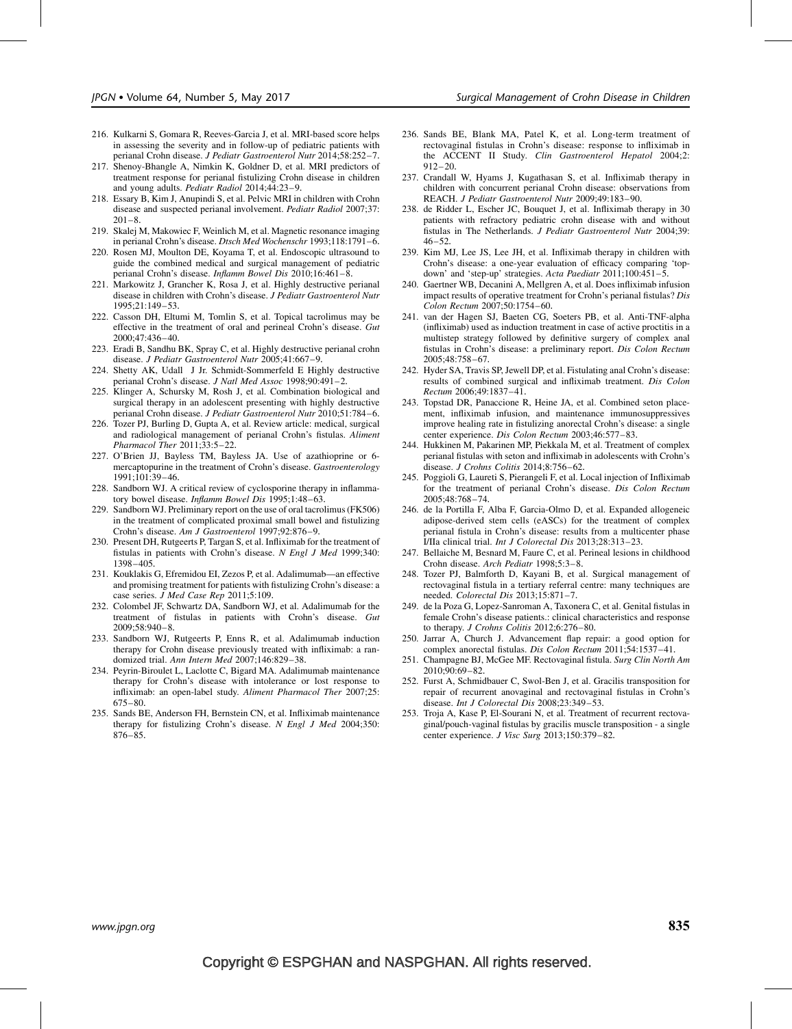216. Kulkarni S, Gomara R, Reeves-Garcia J, et al. MRI-based score helps in assessing the severity and in follow-up of pediatric patients with perianal Crohn disease. *J Pediatr Gastroenterol Nutr* 2014;58:252–7.
217. Shenoy-Bhangle A, Nimkin K, Goldner D, et al. MRI predictors of treatment response for perianal fistulizing Crohn disease in children and young adults. *Pediatr Radiol* 2014;44:23–9.
218. Essary B, Kim J, Anupindi S, et al. Pelvic MRI in children with Crohn disease and suspected perianal involvement. *Pediatr Radiol* 2007;37: 201–8.
219. Skalej M, Makowiec F, Weinlich M, et al. Magnetic resonance imaging in perianal Crohn's disease. *Dtsch Med Wochenschr* 1993;118:1791–6.
220. Rosen MJ, Moulton DE, Koyama T, et al. Endoscopic ultrasound to guide the combined medical and surgical management of pediatric perianal Crohn's disease. *Inflamm Bowel Dis* 2010;16:461–8.
221. Markowitz J, Grancher K, Rosa J, et al. Highly destructive perianal disease in children with Crohn's disease. *J Pediatr Gastroenterol Nutr* 1995;21:149–53.
222. Casson DH, Eltumi M, Tomlin S, et al. Topical tacrolimus may be effective in the treatment of oral and perineal Crohn's disease. *Gut* 2000;47:436–40.
223. Eradi B, Sandhu BK, Spray C, et al. Highly destructive perianal crohn disease. *J Pediatr Gastroenterol Nutr* 2005;41:667–9.
224. Shetty AK, Udall J Jr. Schmidt-Sommerfeld E Highly destructive perianal Crohn's disease. *J Natl Med Assoc* 1998;90:491–2.
225. Klinger A, Schursky M, Rosh J, et al. Combination biological and surgical therapy in an adolescent presenting with highly destructive perianal Crohn disease. *J Pediatr Gastroenterol Nutr* 2010;51:784–6.
226. Tozer PJ, Burling D, Gupta A, et al. Review article: medical, surgical and radiological management of perianal Crohn's fistulas. *Aliment Pharmacol Ther* 2011;33:5–22.
227. O'Brien JJ, Bayless TM, Bayless JA. Use of azathioprine or 6-mercaptopurine in the treatment of Crohn's disease. *Gastroenterology* 1991;101:39–46.
228. Sandborn WJ. A critical review of cyclosporine therapy in inflammatory bowel disease. *Inflamm Bowel Dis* 1995;1:48–63.
229. Sandborn WJ. Preliminary report on the use of oral tacrolimus (FK506) in the treatment of complicated proximal small bowel and fistulizing Crohn's disease. *Am J Gastroenterol* 1997;92:876–9.
230. Present DH, Rutgeerts P, Targan S, et al. Infliximab for the treatment of fistulas in patients with Crohn's disease. *N Engl J Med* 1999;340: 1398–405.
231. Kouklakis G, Efremidou EI, Zezos P, et al. Adalimumab—an effective and promising treatment for patients with fistulizing Crohn's disease: a case series. *J Med Case Rep* 2011;5:109.
232. Colombel JF, Schwartz DA, Sandborn WJ, et al. Adalimumab for the treatment of fistulas in patients with Crohn's disease. *Gut* 2009;58:940–8.
233. Sandborn WJ, Rutgeerts P, Enns R, et al. Adalimumab induction therapy for Crohn disease previously treated with infliximab: a randomized trial. *Ann Intern Med* 2007;146:829–38.
234. Peyrin-Biroulet L, Laclotte C, Bigard MA. Adalimumab maintenance therapy for Crohn's disease with intolerance or lost response to infliximab: an open-label study. *Aliment Pharmacol Ther* 2007;25: 675–80.
235. Sands BE, Anderson FH, Bernstein CN, et al. Infliximab maintenance therapy for fistulizing Crohn's disease. *N Engl J Med* 2004;350: 876–85.
236. Sands BE, Blank MA, Patel K, et al. Long-term treatment of rectovaginal fistulas in Crohn's disease: response to infliximab in the ACCENT II Study. *Clin Gastroenterol Hepatol* 2004;2: 912–20.
237. Crandall W, Hyams J, Kugathasan S, et al. Infliximab therapy in children with concurrent perianal Crohn disease: observations from REACH. *J Pediatr Gastroenterol Nutr* 2009;49:183–90.
238. de Ridder L, Escher JC, Bouquet J, et al. Infliximab therapy in 30 patients with refractory pediatric crohn disease with and without fistulas in The Netherlands. *J Pediatr Gastroenterol Nutr* 2004;39: 46–52.
239. Kim MJ, Lee JS, Lee JH, et al. Infliximab therapy in children with Crohn's disease: a one-year evaluation of efficacy comparing 'top-down' and 'step-up' strategies. *Acta Paediatr* 2011;100:451–5.
240. Gaertner WB, Decanini A, Mellgren A, et al. Does infliximab infusion impact results of operative treatment for Crohn's perianal fistulas? *Dis Colon Rectum* 2007;50:1754–60.
241. van der Hagen SJ, Baeten CG, Soeters PB, et al. Anti-TNF-alpha (infliximab) used as induction treatment in case of active proctitis in a multistep strategy followed by definitive surgery of complex anal fistulas in Crohn's disease: a preliminary report. *Dis Colon Rectum* 2005;48:758–67.
242. Hyder SA, Travis SP, Jewell DP, et al. Fistulating anal Crohn's disease: results of combined surgical and infliximab treatment. *Dis Colon Rectum* 2006;49:1837–41.
243. Topstad DR, Panaccione R, Heine JA, et al. Combined seton placement, infliximab infusion, and maintenance immunosuppressives improve healing rate in fistulizing anorectal Crohn's disease: a single center experience. *Dis Colon Rectum* 2003;46:577–83.
244. Hukkinen M, Pakarinen MP, Piekkala M, et al. Treatment of complex perianal fistulas with seton and infliximab in adolescents with Crohn's disease. *J Crohns Colitis* 2014;8:756–62.
245. Poggioli G, Laureti S, Pierangeli F, et al. Local injection of Infliximab for the treatment of perianal Crohn's disease. *Dis Colon Rectum* 2005;48:768–74.
246. de la Portilla F, Alba F, Garcia-Olmo D, et al. Expanded allogeneic adipose-derived stem cells (eASCs) for the treatment of complex perianal fistula in Crohn's disease: results from a multicenter phase I/IIa clinical trial. *Int J Colorectal Dis* 2013;28:313–23.
247. Bellaiche M, Besnard M, Faure C, et al. Perineal lesions in childhood Crohn disease. *Arch Pediatr* 1998;5:3–8.
248. Tozer PJ, Balmforth D, Kayani B, et al. Surgical management of rectovaginal fistula in a tertiary referral centre: many techniques are needed. *Colorectal Dis* 2013;15:871–7.
249. de la Poza G, Lopez-Sanroman A, Taxonera C, et al. Genital fistulas in female Crohn's disease patients.: clinical characteristics and response to therapy. *J Crohns Colitis* 2012;6:276–80.
250. Jarrar A, Church J. Advancement flap repair: a good option for complex anorectal fistulas. *Dis Colon Rectum* 2011;54:1537–41.
251. Champagne BJ, McGee MF. Rectovaginal fistula. *Surg Clin North Am* 2010;90:69–82.
252. Furst A, Schmidbauer C, Swol-Ben J, et al. Gracilis transposition for repair of recurrent anovaginal and rectovaginal fistulas in Crohn's disease. *Int J Colorectal Dis* 2008;23:349–53.
253. Troja A, Kase P, El-Sourani N, et al. Treatment of recurrent rectovaginal/pouch-vaginal fistulas by gracilis muscle transposition - a single center experience. *J Visc Surg* 2013;150:379–82.